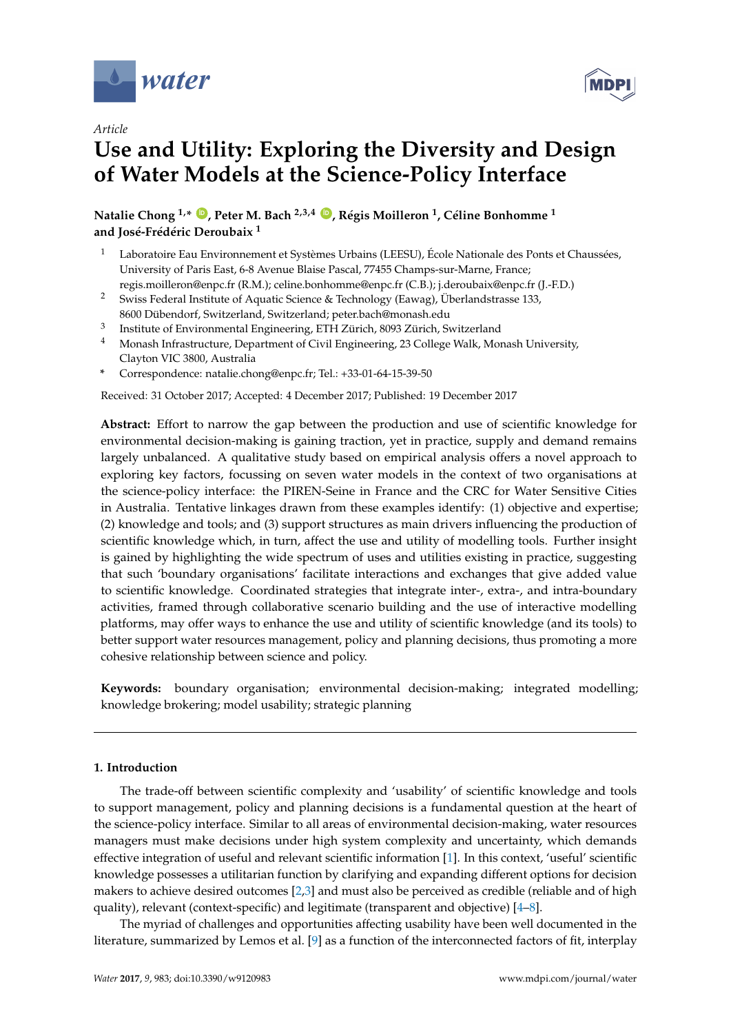*Article*

# Use and Utility: Exploring the Diversity and Design of Water Models at the Science-Policy Interface

**Natalie Chong [1,*], Peter M. Bach [2,3,4], Régis Moilleron [1], Céline Bonhomme [1] and José-Frédéric Deroubaix [1]**

[1] Laboratoire Eau Environnement et Systèmes Urbains (LEESU), École Nationale des Ponts et Chaussées, University of Paris East, 6-8 Avenue Blaise Pascal, 77455 Champs-sur-Marne, France; regis.moilleron@enpc.fr (R.M.); celine.bonhomme@enpc.fr (C.B.); j.deroubaix@enpc.fr (J.-F.D.)

[2] Swiss Federal Institute of Aquatic Science & Technology (Eawag), Überlandstrasse 133, 8600 Dübendorf, Switzerland, Switzerland; peter.bach@monash.edu

[3] Institute of Environmental Engineering, ETH Zürich, 8093 Zürich, Switzerland

[4] Monash Infrastructure, Department of Civil Engineering, 23 College Walk, Monash University, Clayton VIC 3800, Australia

\* Correspondence: natalie.chong@enpc.fr; Tel.: +33-01-64-15-39-50

Received: 31 October 2017; Accepted: 4 December 2017; Published: 19 December 2017

**Abstract:** Effort to narrow the gap between the production and use of scientific knowledge for environmental decision-making is gaining traction, yet in practice, supply and demand remains largely unbalanced. A qualitative study based on empirical analysis offers a novel approach to exploring key factors, focussing on seven water models in the context of two organisations at the science-policy interface: the PIREN-Seine in France and the CRC for Water Sensitive Cities in Australia. Tentative linkages drawn from these examples identify: (1) objective and expertise; (2) knowledge and tools; and (3) support structures as main drivers influencing the production of scientific knowledge which, in turn, affect the use and utility of modelling tools. Further insight is gained by highlighting the wide spectrum of uses and utilities existing in practice, suggesting that such 'boundary organisations' facilitate interactions and exchanges that give added value to scientific knowledge. Coordinated strategies that integrate inter-, extra-, and intra-boundary activities, framed through collaborative scenario building and the use of interactive modelling platforms, may offer ways to enhance the use and utility of scientific knowledge (and its tools) to better support water resources management, policy and planning decisions, thus promoting a more cohesive relationship between science and policy.

**Keywords:** boundary organisation; environmental decision-making; integrated modelling; knowledge brokering; model usability; strategic planning

## 1. Introduction

The trade-off between scientific complexity and 'usability' of scientific knowledge and tools to support management, policy and planning decisions is a fundamental question at the heart of the science-policy interface. Similar to all areas of environmental decision-making, water resources managers must make decisions under high system complexity and uncertainty, which demands effective integration of useful and relevant scientific information [1]. In this context, 'useful' scientific knowledge possesses a utilitarian function by clarifying and expanding different options for decision makers to achieve desired outcomes [2,3] and must also be perceived as credible (reliable and of high quality), relevant (context-specific) and legitimate (transparent and objective) [4–8].

The myriad of challenges and opportunities affecting usability have been well documented in the literature, summarized by Lemos et al. [9] as a function of the interconnected factors of fit, interplay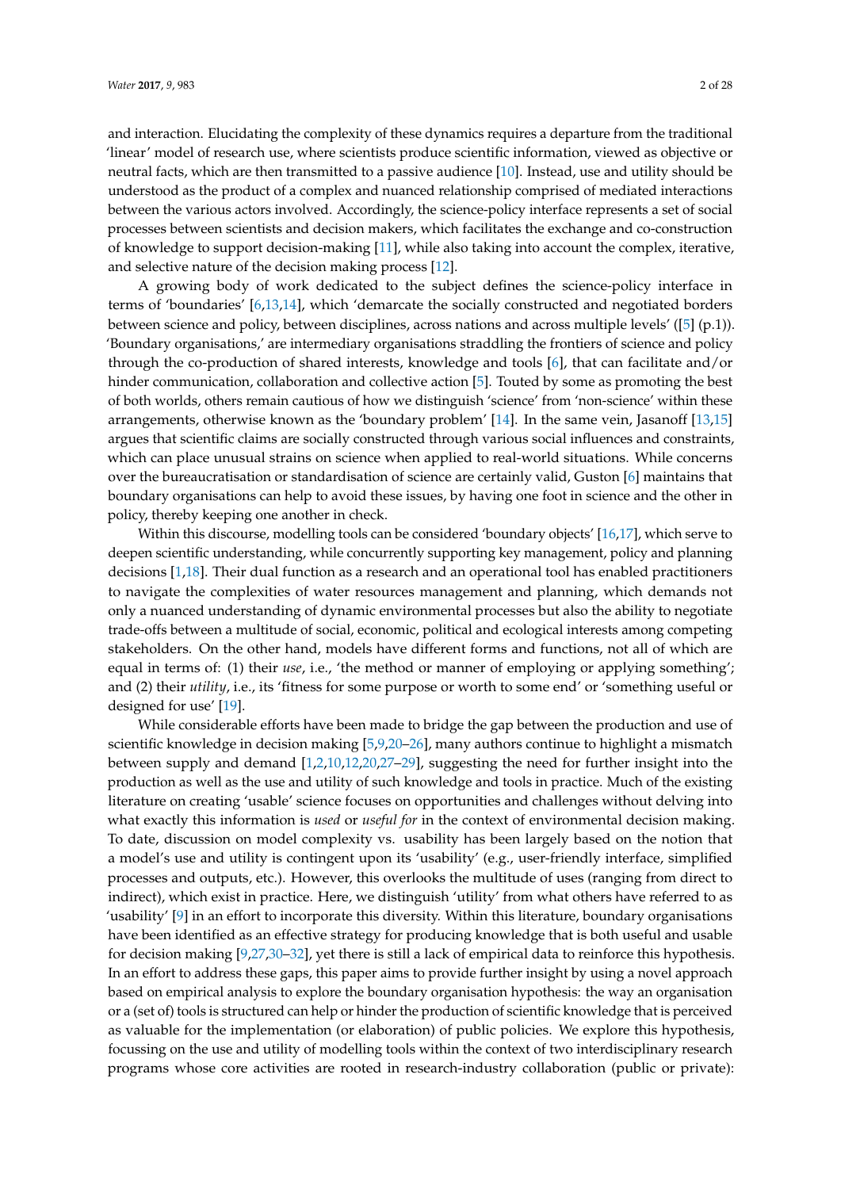and interaction. Elucidating the complexity of these dynamics requires a departure from the traditional 'linear' model of research use, where scientists produce scientific information, viewed as objective or neutral facts, which are then transmitted to a passive audience [10]. Instead, use and utility should be understood as the product of a complex and nuanced relationship comprised of mediated interactions between the various actors involved. Accordingly, the science-policy interface represents a set of social processes between scientists and decision makers, which facilitates the exchange and co-construction of knowledge to support decision-making [11], while also taking into account the complex, iterative, and selective nature of the decision making process [12].

A growing body of work dedicated to the subject defines the science-policy interface in terms of 'boundaries' [6,13,14], which 'demarcate the socially constructed and negotiated borders between science and policy, between disciplines, across nations and across multiple levels' ([5] (p.1)). 'Boundary organisations,' are intermediary organisations straddling the frontiers of science and policy through the co-production of shared interests, knowledge and tools [6], that can facilitate and/or hinder communication, collaboration and collective action [5]. Touted by some as promoting the best of both worlds, others remain cautious of how we distinguish 'science' from 'non-science' within these arrangements, otherwise known as the 'boundary problem' [14]. In the same vein, Jasanoff [13,15] argues that scientific claims are socially constructed through various social influences and constraints, which can place unusual strains on science when applied to real-world situations. While concerns over the bureaucratisation or standardisation of science are certainly valid, Guston [6] maintains that boundary organisations can help to avoid these issues, by having one foot in science and the other in policy, thereby keeping one another in check.

Within this discourse, modelling tools can be considered 'boundary objects' [16,17], which serve to deepen scientific understanding, while concurrently supporting key management, policy and planning decisions [1,18]. Their dual function as a research and an operational tool has enabled practitioners to navigate the complexities of water resources management and planning, which demands not only a nuanced understanding of dynamic environmental processes but also the ability to negotiate trade-offs between a multitude of social, economic, political and ecological interests among competing stakeholders. On the other hand, models have different forms and functions, not all of which are equal in terms of: (1) their *use*, i.e., 'the method or manner of employing or applying something'; and (2) their *utility*, i.e., its 'fitness for some purpose or worth to some end' or 'something useful or designed for use' [19].

While considerable efforts have been made to bridge the gap between the production and use of scientific knowledge in decision making [5,9,20–26], many authors continue to highlight a mismatch between supply and demand [1,2,10,12,20,27–29], suggesting the need for further insight into the production as well as the use and utility of such knowledge and tools in practice. Much of the existing literature on creating 'usable' science focuses on opportunities and challenges without delving into what exactly this information is *used* or *useful for* in the context of environmental decision making. To date, discussion on model complexity vs. usability has been largely based on the notion that a model's use and utility is contingent upon its 'usability' (e.g., user-friendly interface, simplified processes and outputs, etc.). However, this overlooks the multitude of uses (ranging from direct to indirect), which exist in practice. Here, we distinguish 'utility' from what others have referred to as 'usability' [9] in an effort to incorporate this diversity. Within this literature, boundary organisations have been identified as an effective strategy for producing knowledge that is both useful and usable for decision making [9,27,30–32], yet there is still a lack of empirical data to reinforce this hypothesis. In an effort to address these gaps, this paper aims to provide further insight by using a novel approach based on empirical analysis to explore the boundary organisation hypothesis: the way an organisation or a (set of) tools is structured can help or hinder the production of scientific knowledge that is perceived as valuable for the implementation (or elaboration) of public policies. We explore this hypothesis, focussing on the use and utility of modelling tools within the context of two interdisciplinary research programs whose core activities are rooted in research-industry collaboration (public or private):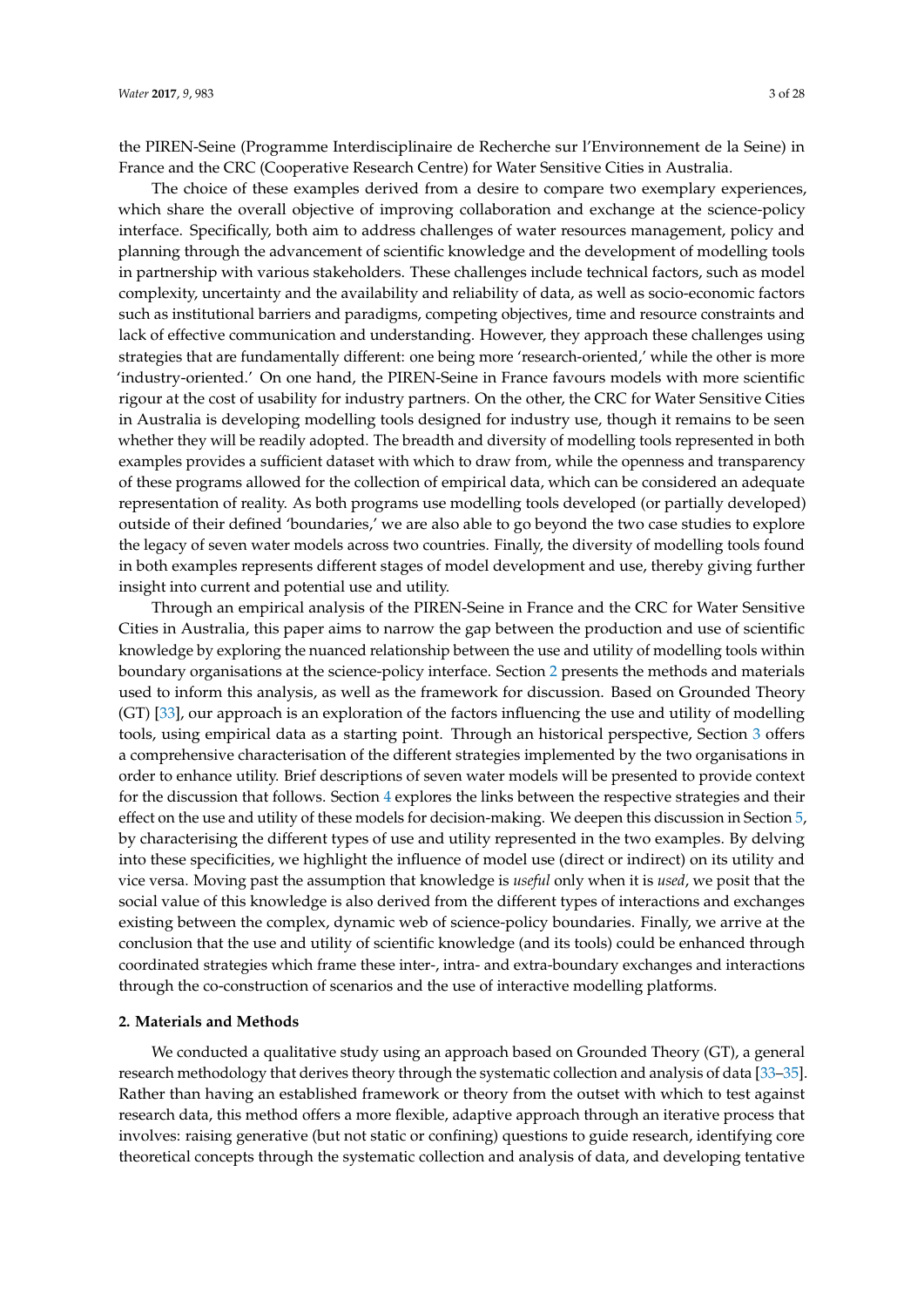the PIREN-Seine (Programme Interdisciplinaire de Recherche sur l'Environnement de la Seine) in France and the CRC (Cooperative Research Centre) for Water Sensitive Cities in Australia.

The choice of these examples derived from a desire to compare two exemplary experiences, which share the overall objective of improving collaboration and exchange at the science-policy interface. Specifically, both aim to address challenges of water resources management, policy and planning through the advancement of scientific knowledge and the development of modelling tools in partnership with various stakeholders. These challenges include technical factors, such as model complexity, uncertainty and the availability and reliability of data, as well as socio-economic factors such as institutional barriers and paradigms, competing objectives, time and resource constraints and lack of effective communication and understanding. However, they approach these challenges using strategies that are fundamentally different: one being more 'research-oriented,' while the other is more 'industry-oriented.' On one hand, the PIREN-Seine in France favours models with more scientific rigour at the cost of usability for industry partners. On the other, the CRC for Water Sensitive Cities in Australia is developing modelling tools designed for industry use, though it remains to be seen whether they will be readily adopted. The breadth and diversity of modelling tools represented in both examples provides a sufficient dataset with which to draw from, while the openness and transparency of these programs allowed for the collection of empirical data, which can be considered an adequate representation of reality. As both programs use modelling tools developed (or partially developed) outside of their defined 'boundaries,' we are also able to go beyond the two case studies to explore the legacy of seven water models across two countries. Finally, the diversity of modelling tools found in both examples represents different stages of model development and use, thereby giving further insight into current and potential use and utility.

Through an empirical analysis of the PIREN-Seine in France and the CRC for Water Sensitive Cities in Australia, this paper aims to narrow the gap between the production and use of scientific knowledge by exploring the nuanced relationship between the use and utility of modelling tools within boundary organisations at the science-policy interface. Section 2 presents the methods and materials used to inform this analysis, as well as the framework for discussion. Based on Grounded Theory (GT) [33], our approach is an exploration of the factors influencing the use and utility of modelling tools, using empirical data as a starting point. Through an historical perspective, Section 3 offers a comprehensive characterisation of the different strategies implemented by the two organisations in order to enhance utility. Brief descriptions of seven water models will be presented to provide context for the discussion that follows. Section 4 explores the links between the respective strategies and their effect on the use and utility of these models for decision-making. We deepen this discussion in Section 5, by characterising the different types of use and utility represented in the two examples. By delving into these specificities, we highlight the influence of model use (direct or indirect) on its utility and vice versa. Moving past the assumption that knowledge is *useful* only when it is *used*, we posit that the social value of this knowledge is also derived from the different types of interactions and exchanges existing between the complex, dynamic web of science-policy boundaries. Finally, we arrive at the conclusion that the use and utility of scientific knowledge (and its tools) could be enhanced through coordinated strategies which frame these inter-, intra- and extra-boundary exchanges and interactions through the co-construction of scenarios and the use of interactive modelling platforms.

## 2. Materials and Methods

We conducted a qualitative study using an approach based on Grounded Theory (GT), a general research methodology that derives theory through the systematic collection and analysis of data [33–35]. Rather than having an established framework or theory from the outset with which to test against research data, this method offers a more flexible, adaptive approach through an iterative process that involves: raising generative (but not static or confining) questions to guide research, identifying core theoretical concepts through the systematic collection and analysis of data, and developing tentative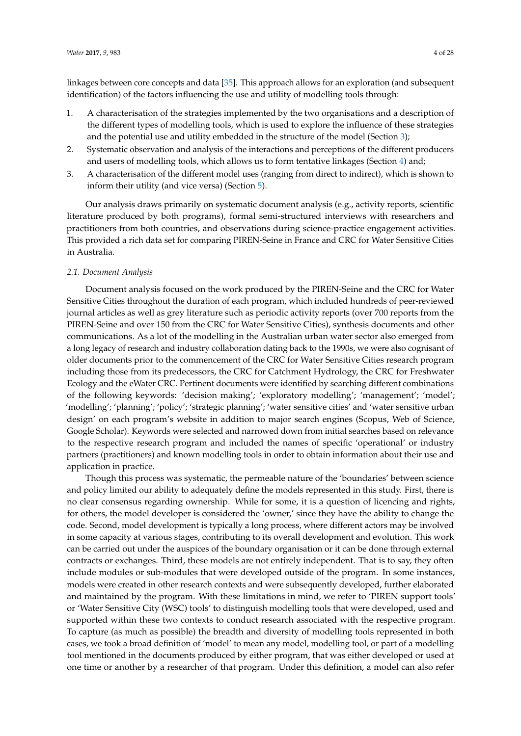linkages between core concepts and data [35]. This approach allows for an exploration (and subsequent identification) of the factors influencing the use and utility of modelling tools through:

1. A characterisation of the strategies implemented by the two organisations and a description of the different types of modelling tools, which is used to explore the influence of these strategies and the potential use and utility embedded in the structure of the model (Section 3);
2. Systematic observation and analysis of the interactions and perceptions of the different producers and users of modelling tools, which allows us to form tentative linkages (Section 4) and;
3. A characterisation of the different model uses (ranging from direct to indirect), which is shown to inform their utility (and vice versa) (Section 5).

Our analysis draws primarily on systematic document analysis (e.g., activity reports, scientific literature produced by both programs), formal semi-structured interviews with researchers and practitioners from both countries, and observations during science-practice engagement activities. This provided a rich data set for comparing PIREN-Seine in France and CRC for Water Sensitive Cities in Australia.

### *2.1. Document Analysis*

Document analysis focused on the work produced by the PIREN-Seine and the CRC for Water Sensitive Cities throughout the duration of each program, which included hundreds of peer-reviewed journal articles as well as grey literature such as periodic activity reports (over 700 reports from the PIREN-Seine and over 150 from the CRC for Water Sensitive Cities), synthesis documents and other communications. As a lot of the modelling in the Australian urban water sector also emerged from a long legacy of research and industry collaboration dating back to the 1990s, we were also cognisant of older documents prior to the commencement of the CRC for Water Sensitive Cities research program including those from its predecessors, the CRC for Catchment Hydrology, the CRC for Freshwater Ecology and the eWater CRC. Pertinent documents were identified by searching different combinations of the following keywords: 'decision making'; 'exploratory modelling'; 'management'; 'model'; 'modelling'; 'planning'; 'policy'; 'strategic planning'; 'water sensitive cities' and 'water sensitive urban design' on each program's website in addition to major search engines (Scopus, Web of Science, Google Scholar). Keywords were selected and narrowed down from initial searches based on relevance to the respective research program and included the names of specific 'operational' or industry partners (practitioners) and known modelling tools in order to obtain information about their use and application in practice.

Though this process was systematic, the permeable nature of the 'boundaries' between science and policy limited our ability to adequately define the models represented in this study. First, there is no clear consensus regarding ownership. While for some, it is a question of licencing and rights, for others, the model developer is considered the 'owner,' since they have the ability to change the code. Second, model development is typically a long process, where different actors may be involved in some capacity at various stages, contributing to its overall development and evolution. This work can be carried out under the auspices of the boundary organisation or it can be done through external contracts or exchanges. Third, these models are not entirely independent. That is to say, they often include modules or sub-modules that were developed outside of the program. In some instances, models were created in other research contexts and were subsequently developed, further elaborated and maintained by the program. With these limitations in mind, we refer to 'PIREN support tools' or 'Water Sensitive City (WSC) tools' to distinguish modelling tools that were developed, used and supported within these two contexts to conduct research associated with the respective program. To capture (as much as possible) the breadth and diversity of modelling tools represented in both cases, we took a broad definition of 'model' to mean any model, modelling tool, or part of a modelling tool mentioned in the documents produced by either program, that was either developed or used at one time or another by a researcher of that program. Under this definition, a model can also refer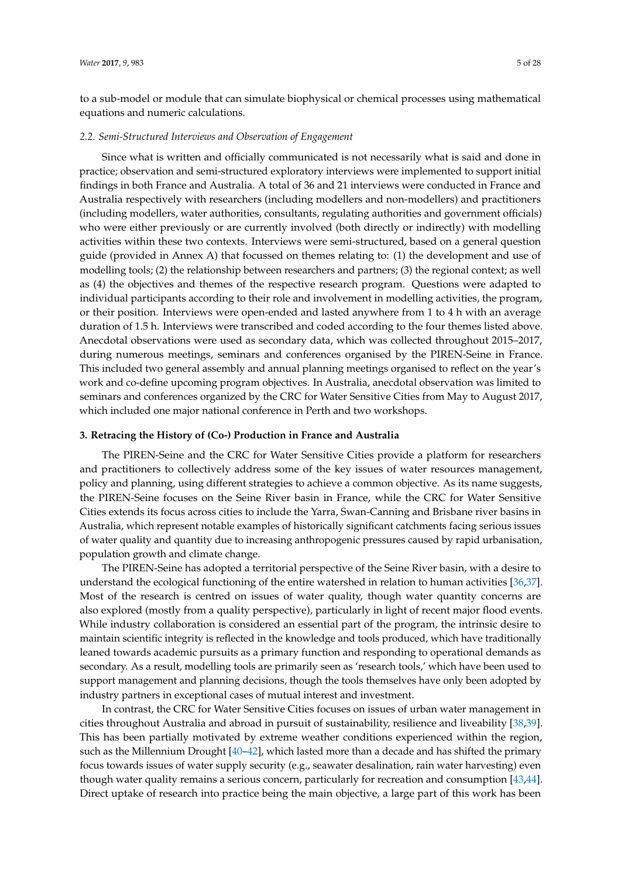to a sub-model or module that can simulate biophysical or chemical processes using mathematical equations and numeric calculations.

### *2.2. Semi-Structured Interviews and Observation of Engagement*

Since what is written and officially communicated is not necessarily what is said and done in practice; observation and semi-structured exploratory interviews were implemented to support initial findings in both France and Australia. A total of 36 and 21 interviews were conducted in France and Australia respectively with researchers (including modellers and non-modellers) and practitioners (including modellers, water authorities, consultants, regulating authorities and government officials) who were either previously or are currently involved (both directly or indirectly) with modelling activities within these two contexts. Interviews were semi-structured, based on a general question guide (provided in Annex A) that focussed on themes relating to: (1) the development and use of modelling tools; (2) the relationship between researchers and partners; (3) the regional context; as well as (4) the objectives and themes of the respective research program. Questions were adapted to individual participants according to their role and involvement in modelling activities, the program, or their position. Interviews were open-ended and lasted anywhere from 1 to 4 h with an average duration of 1.5 h. Interviews were transcribed and coded according to the four themes listed above. Anecdotal observations were used as secondary data, which was collected throughout 2015–2017, during numerous meetings, seminars and conferences organised by the PIREN-Seine in France. This included two general assembly and annual planning meetings organised to reflect on the year's work and co-define upcoming program objectives. In Australia, anecdotal observation was limited to seminars and conferences organized by the CRC for Water Sensitive Cities from May to August 2017, which included one major national conference in Perth and two workshops.

## **3. Retracing the History of (Co-) Production in France and Australia**

The PIREN-Seine and the CRC for Water Sensitive Cities provide a platform for researchers and practitioners to collectively address some of the key issues of water resources management, policy and planning, using different strategies to achieve a common objective. As its name suggests, the PIREN-Seine focuses on the Seine River basin in France, while the CRC for Water Sensitive Cities extends its focus across cities to include the Yarra, Swan-Canning and Brisbane river basins in Australia, which represent notable examples of historically significant catchments facing serious issues of water quality and quantity due to increasing anthropogenic pressures caused by rapid urbanisation, population growth and climate change.

The PIREN-Seine has adopted a territorial perspective of the Seine River basin, with a desire to understand the ecological functioning of the entire watershed in relation to human activities [36,37]. Most of the research is centred on issues of water quality, though water quantity concerns are also explored (mostly from a quality perspective), particularly in light of recent major flood events. While industry collaboration is considered an essential part of the program, the intrinsic desire to maintain scientific integrity is reflected in the knowledge and tools produced, which have traditionally leaned towards academic pursuits as a primary function and responding to operational demands as secondary. As a result, modelling tools are primarily seen as 'research tools,' which have been used to support management and planning decisions, though the tools themselves have only been adopted by industry partners in exceptional cases of mutual interest and investment.

In contrast, the CRC for Water Sensitive Cities focuses on issues of urban water management in cities throughout Australia and abroad in pursuit of sustainability, resilience and liveability [38,39]. This has been partially motivated by extreme weather conditions experienced within the region, such as the Millennium Drought [40–42], which lasted more than a decade and has shifted the primary focus towards issues of water supply security (e.g., seawater desalination, rain water harvesting) even though water quality remains a serious concern, particularly for recreation and consumption [43,44]. Direct uptake of research into practice being the main objective, a large part of this work has been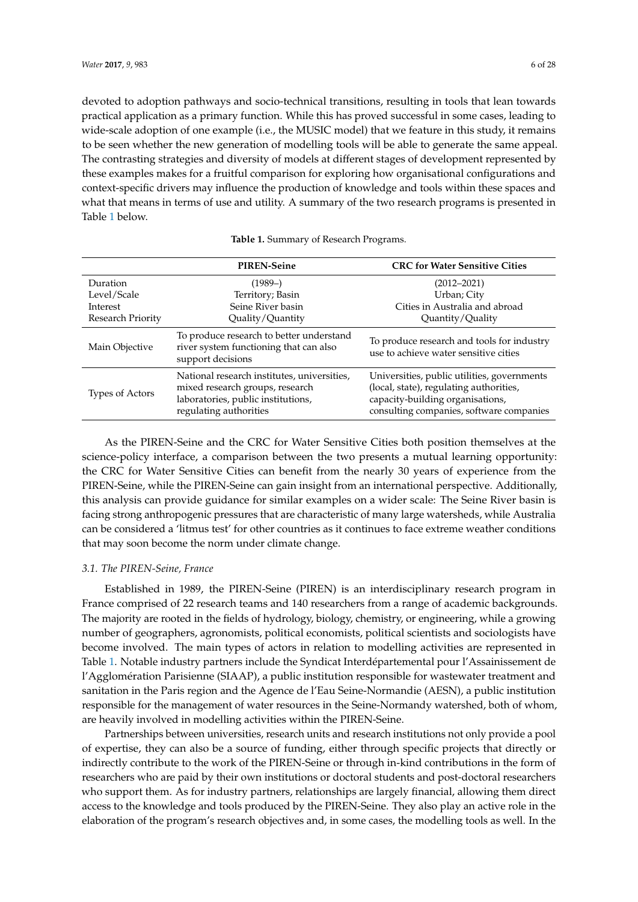devoted to adoption pathways and socio-technical transitions, resulting in tools that lean towards practical application as a primary function. While this has proved successful in some cases, leading to wide-scale adoption of one example (i.e., the MUSIC model) that we feature in this study, it remains to be seen whether the new generation of modelling tools will be able to generate the same appeal. The contrasting strategies and diversity of models at different stages of development represented by these examples makes for a fruitful comparison for exploring how organisational configurations and context-specific drivers may influence the production of knowledge and tools within these spaces and what that means in terms of use and utility. A summary of the two research programs is presented in Table 1 below.

**Table 1.** Summary of Research Programs.

| | PIREN-Seine | CRC for Water Sensitive Cities |
|---|---|---|
| Duration | (1989–) | (2012–2021) |
| Level/Scale | Territory; Basin | Urban; City |
| Interest | Seine River basin | Cities in Australia and abroad |
| Research Priority | Quality/Quantity | Quantity/Quality |
| Main Objective | To produce research to better understand river system functioning that can also support decisions | To produce research and tools for industry use to achieve water sensitive cities |
| Types of Actors | National research institutes, universities, mixed research groups, research laboratories, public institutions, regulating authorities | Universities, public utilities, governments (local, state), regulating authorities, capacity-building organisations, consulting companies, software companies |

As the PIREN-Seine and the CRC for Water Sensitive Cities both position themselves at the science-policy interface, a comparison between the two presents a mutual learning opportunity: the CRC for Water Sensitive Cities can benefit from the nearly 30 years of experience from the PIREN-Seine, while the PIREN-Seine can gain insight from an international perspective. Additionally, this analysis can provide guidance for similar examples on a wider scale: The Seine River basin is facing strong anthropogenic pressures that are characteristic of many large watersheds, while Australia can be considered a 'litmus test' for other countries as it continues to face extreme weather conditions that may soon become the norm under climate change.

### *3.1. The PIREN-Seine, France*

Established in 1989, the PIREN-Seine (PIREN) is an interdisciplinary research program in France comprised of 22 research teams and 140 researchers from a range of academic backgrounds. The majority are rooted in the fields of hydrology, biology, chemistry, or engineering, while a growing number of geographers, agronomists, political economists, political scientists and sociologists have become involved. The main types of actors in relation to modelling activities are represented in Table 1. Notable industry partners include the Syndicat Interdépartemental pour l'Assainissement de l'Agglomération Parisienne (SIAAP), a public institution responsible for wastewater treatment and sanitation in the Paris region and the Agence de l'Eau Seine-Normandie (AESN), a public institution responsible for the management of water resources in the Seine-Normandy watershed, both of whom, are heavily involved in modelling activities within the PIREN-Seine.

Partnerships between universities, research units and research institutions not only provide a pool of expertise, they can also be a source of funding, either through specific projects that directly or indirectly contribute to the work of the PIREN-Seine or through in-kind contributions in the form of researchers who are paid by their own institutions or doctoral students and post-doctoral researchers who support them. As for industry partners, relationships are largely financial, allowing them direct access to the knowledge and tools produced by the PIREN-Seine. They also play an active role in the elaboration of the program's research objectives and, in some cases, the modelling tools as well. In the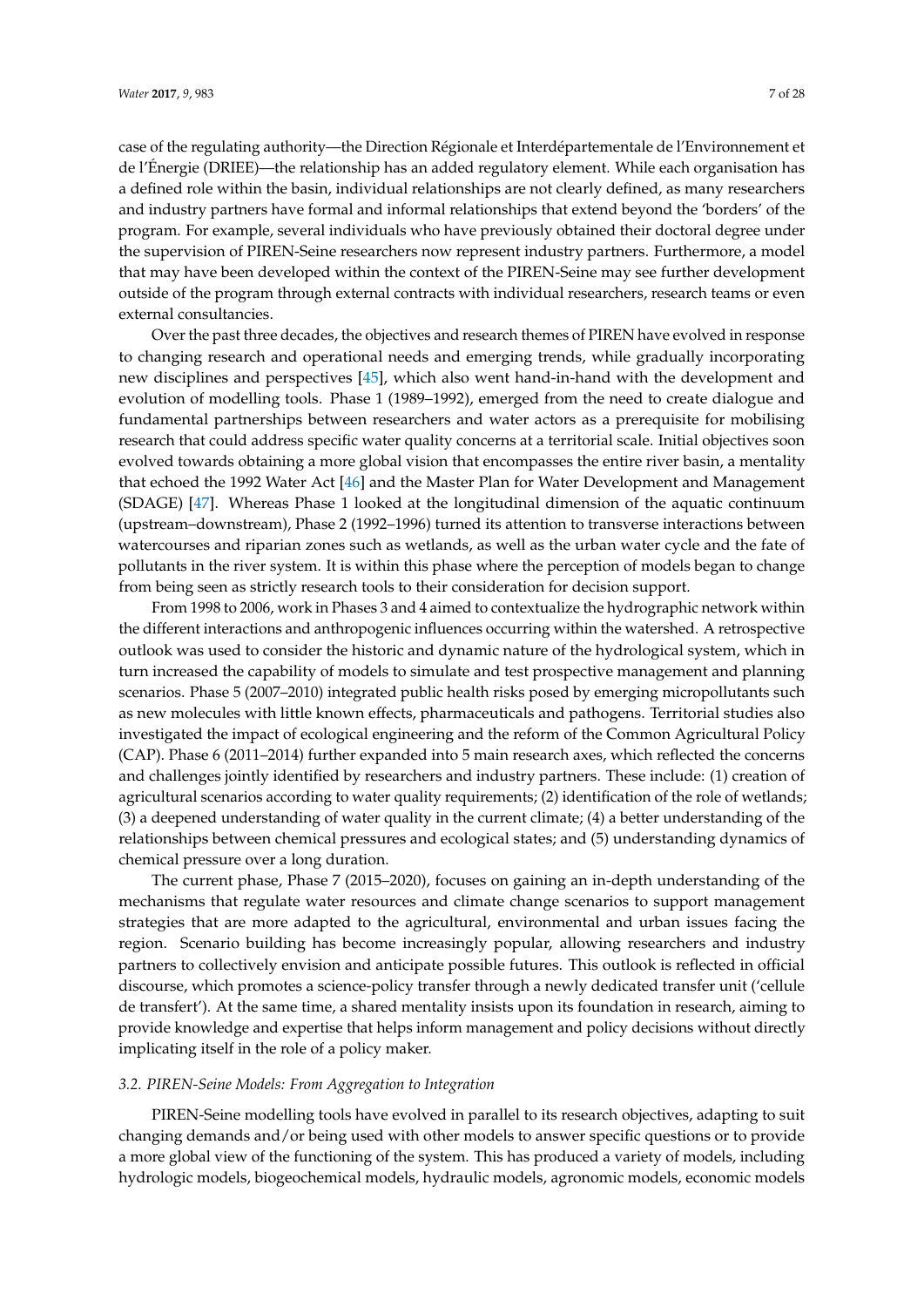case of the regulating authority—the Direction Régionale et Interdépartementale de l'Environnement et de l'Énergie (DRIEE)—the relationship has an added regulatory element. While each organisation has a defined role within the basin, individual relationships are not clearly defined, as many researchers and industry partners have formal and informal relationships that extend beyond the 'borders' of the program. For example, several individuals who have previously obtained their doctoral degree under the supervision of PIREN-Seine researchers now represent industry partners. Furthermore, a model that may have been developed within the context of the PIREN-Seine may see further development outside of the program through external contracts with individual researchers, research teams or even external consultancies.

Over the past three decades, the objectives and research themes of PIREN have evolved in response to changing research and operational needs and emerging trends, while gradually incorporating new disciplines and perspectives [45], which also went hand-in-hand with the development and evolution of modelling tools. Phase 1 (1989–1992), emerged from the need to create dialogue and fundamental partnerships between researchers and water actors as a prerequisite for mobilising research that could address specific water quality concerns at a territorial scale. Initial objectives soon evolved towards obtaining a more global vision that encompasses the entire river basin, a mentality that echoed the 1992 Water Act [46] and the Master Plan for Water Development and Management (SDAGE) [47]. Whereas Phase 1 looked at the longitudinal dimension of the aquatic continuum (upstream–downstream), Phase 2 (1992–1996) turned its attention to transverse interactions between watercourses and riparian zones such as wetlands, as well as the urban water cycle and the fate of pollutants in the river system. It is within this phase where the perception of models began to change from being seen as strictly research tools to their consideration for decision support.

From 1998 to 2006, work in Phases 3 and 4 aimed to contextualize the hydrographic network within the different interactions and anthropogenic influences occurring within the watershed. A retrospective outlook was used to consider the historic and dynamic nature of the hydrological system, which in turn increased the capability of models to simulate and test prospective management and planning scenarios. Phase 5 (2007–2010) integrated public health risks posed by emerging micropollutants such as new molecules with little known effects, pharmaceuticals and pathogens. Territorial studies also investigated the impact of ecological engineering and the reform of the Common Agricultural Policy (CAP). Phase 6 (2011–2014) further expanded into 5 main research axes, which reflected the concerns and challenges jointly identified by researchers and industry partners. These include: (1) creation of agricultural scenarios according to water quality requirements; (2) identification of the role of wetlands; (3) a deepened understanding of water quality in the current climate; (4) a better understanding of the relationships between chemical pressures and ecological states; and (5) understanding dynamics of chemical pressure over a long duration.

The current phase, Phase 7 (2015–2020), focuses on gaining an in-depth understanding of the mechanisms that regulate water resources and climate change scenarios to support management strategies that are more adapted to the agricultural, environmental and urban issues facing the region. Scenario building has become increasingly popular, allowing researchers and industry partners to collectively envision and anticipate possible futures. This outlook is reflected in official discourse, which promotes a science-policy transfer through a newly dedicated transfer unit ('cellule de transfert'). At the same time, a shared mentality insists upon its foundation in research, aiming to provide knowledge and expertise that helps inform management and policy decisions without directly implicating itself in the role of a policy maker.

### *3.2. PIREN-Seine Models: From Aggregation to Integration*

PIREN-Seine modelling tools have evolved in parallel to its research objectives, adapting to suit changing demands and/or being used with other models to answer specific questions or to provide a more global view of the functioning of the system. This has produced a variety of models, including hydrologic models, biogeochemical models, hydraulic models, agronomic models, economic models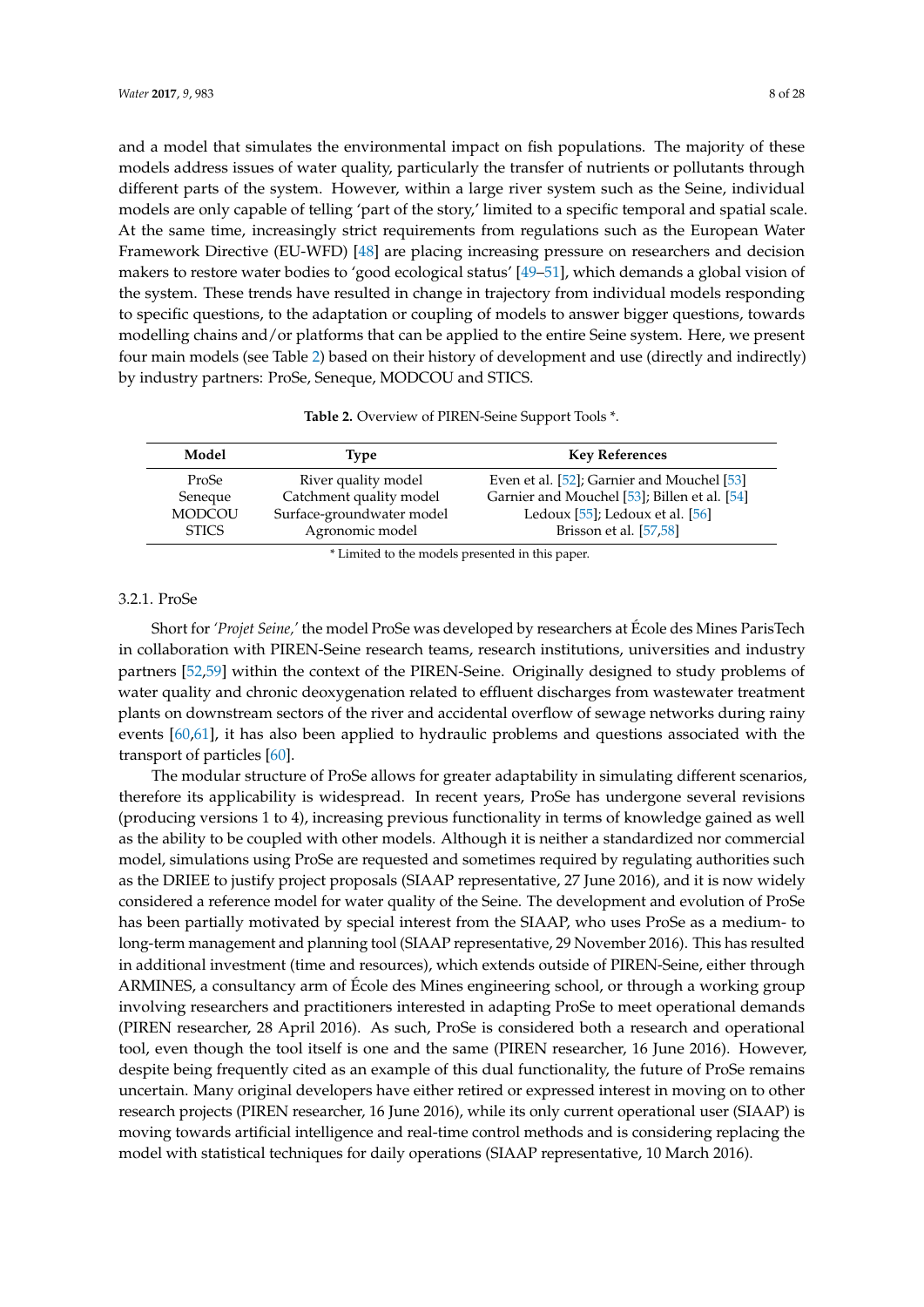and a model that simulates the environmental impact on fish populations. The majority of these models address issues of water quality, particularly the transfer of nutrients or pollutants through different parts of the system. However, within a large river system such as the Seine, individual models are only capable of telling 'part of the story,' limited to a specific temporal and spatial scale. At the same time, increasingly strict requirements from regulations such as the European Water Framework Directive (EU-WFD) [48] are placing increasing pressure on researchers and decision makers to restore water bodies to 'good ecological status' [49–51], which demands a global vision of the system. These trends have resulted in change in trajectory from individual models responding to specific questions, to the adaptation or coupling of models to answer bigger questions, towards modelling chains and/or platforms that can be applied to the entire Seine system. Here, we present four main models (see Table 2) based on their history of development and use (directly and indirectly) by industry partners: ProSe, Seneque, MODCOU and STICS.

**Table 2.** Overview of PIREN-Seine Support Tools *.

| Model | Type | Key References |
| --- | --- | --- |
| ProSe | River quality model | Even et al. [52]; Garnier and Mouchel [53] |
| Seneque | Catchment quality model | Garnier and Mouchel [53]; Billen et al. [54] |
| MODCOU | Surface-groundwater model | Ledoux [55]; Ledoux et al. [56] |
| STICS | Agronomic model | Brisson et al. [57,58] |

* Limited to the models presented in this paper.

### 3.2.1. ProSe

Short for '*Projet Seine*,' the model ProSe was developed by researchers at École des Mines ParisTech in collaboration with PIREN-Seine research teams, research institutions, universities and industry partners [52,59] within the context of the PIREN-Seine. Originally designed to study problems of water quality and chronic deoxygenation related to effluent discharges from wastewater treatment plants on downstream sectors of the river and accidental overflow of sewage networks during rainy events [60,61], it has also been applied to hydraulic problems and questions associated with the transport of particles [60].

The modular structure of ProSe allows for greater adaptability in simulating different scenarios, therefore its applicability is widespread. In recent years, ProSe has undergone several revisions (producing versions 1 to 4), increasing previous functionality in terms of knowledge gained as well as the ability to be coupled with other models. Although it is neither a standardized nor commercial model, simulations using ProSe are requested and sometimes required by regulating authorities such as the DRIEE to justify project proposals (SIAAP representative, 27 June 2016), and it is now widely considered a reference model for water quality of the Seine. The development and evolution of ProSe has been partially motivated by special interest from the SIAAP, who uses ProSe as a medium- to long-term management and planning tool (SIAAP representative, 29 November 2016). This has resulted in additional investment (time and resources), which extends outside of PIREN-Seine, either through ARMINES, a consultancy arm of École des Mines engineering school, or through a working group involving researchers and practitioners interested in adapting ProSe to meet operational demands (PIREN researcher, 28 April 2016). As such, ProSe is considered both a research and operational tool, even though the tool itself is one and the same (PIREN researcher, 16 June 2016). However, despite being frequently cited as an example of this dual functionality, the future of ProSe remains uncertain. Many original developers have either retired or expressed interest in moving on to other research projects (PIREN researcher, 16 June 2016), while its only current operational user (SIAAP) is moving towards artificial intelligence and real-time control methods and is considering replacing the model with statistical techniques for daily operations (SIAAP representative, 10 March 2016).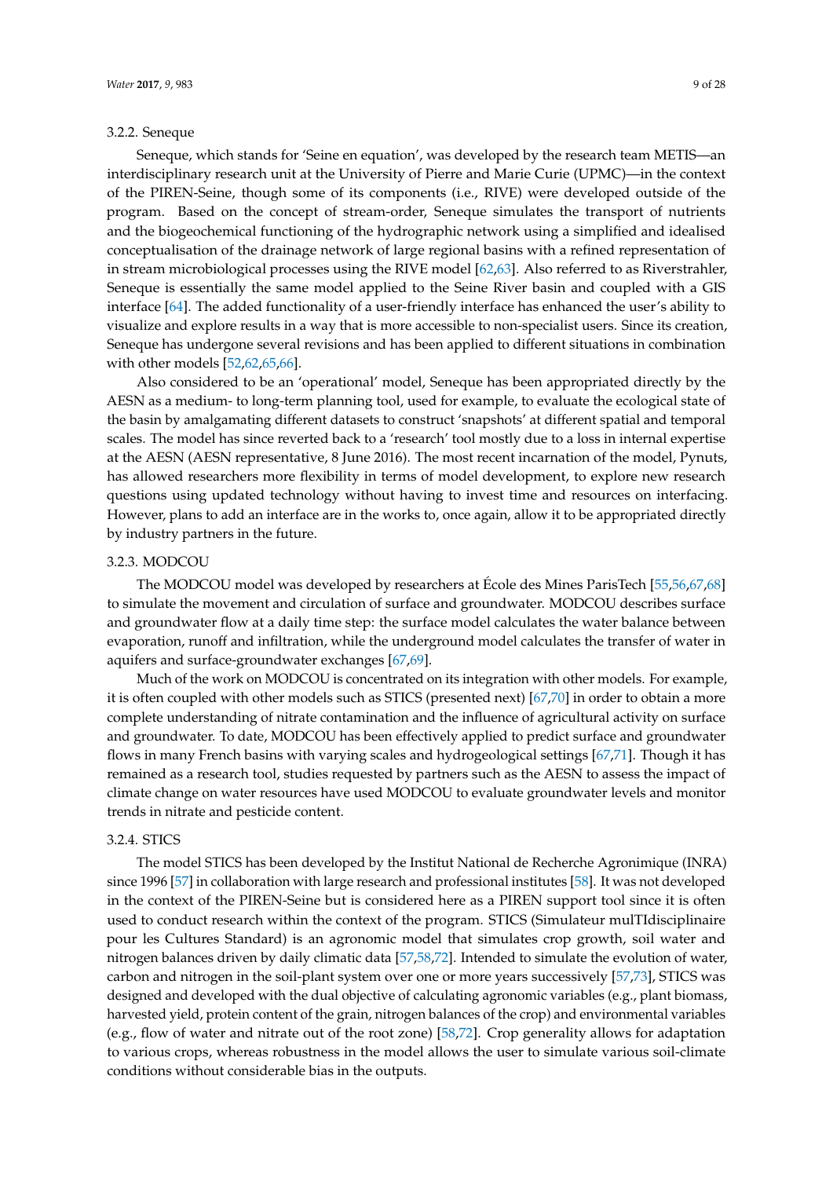#### 3.2.2. Seneque

Seneque, which stands for 'Seine en equation', was developed by the research team METIS—an interdisciplinary research unit at the University of Pierre and Marie Curie (UPMC)—in the context of the PIREN-Seine, though some of its components (i.e., RIVE) were developed outside of the program. Based on the concept of stream-order, Seneque simulates the transport of nutrients and the biogeochemical functioning of the hydrographic network using a simplified and idealised conceptualisation of the drainage network of large regional basins with a refined representation of in stream microbiological processes using the RIVE model [62,63]. Also referred to as Riverstrahler, Seneque is essentially the same model applied to the Seine River basin and coupled with a GIS interface [64]. The added functionality of a user-friendly interface has enhanced the user's ability to visualize and explore results in a way that is more accessible to non-specialist users. Since its creation, Seneque has undergone several revisions and has been applied to different situations in combination with other models [52,62,65,66].

Also considered to be an 'operational' model, Seneque has been appropriated directly by the AESN as a medium- to long-term planning tool, used for example, to evaluate the ecological state of the basin by amalgamating different datasets to construct 'snapshots' at different spatial and temporal scales. The model has since reverted back to a 'research' tool mostly due to a loss in internal expertise at the AESN (AESN representative, 8 June 2016). The most recent incarnation of the model, Pynuts, has allowed researchers more flexibility in terms of model development, to explore new research questions using updated technology without having to invest time and resources on interfacing. However, plans to add an interface are in the works to, once again, allow it to be appropriated directly by industry partners in the future.

#### 3.2.3. MODCOU

The MODCOU model was developed by researchers at École des Mines ParisTech [55,56,67,68] to simulate the movement and circulation of surface and groundwater. MODCOU describes surface and groundwater flow at a daily time step: the surface model calculates the water balance between evaporation, runoff and infiltration, while the underground model calculates the transfer of water in aquifers and surface-groundwater exchanges [67,69].

Much of the work on MODCOU is concentrated on its integration with other models. For example, it is often coupled with other models such as STICS (presented next) [67,70] in order to obtain a more complete understanding of nitrate contamination and the influence of agricultural activity on surface and groundwater. To date, MODCOU has been effectively applied to predict surface and groundwater flows in many French basins with varying scales and hydrogeological settings [67,71]. Though it has remained as a research tool, studies requested by partners such as the AESN to assess the impact of climate change on water resources have used MODCOU to evaluate groundwater levels and monitor trends in nitrate and pesticide content.

#### 3.2.4. STICS

The model STICS has been developed by the Institut National de Recherche Agronimique (INRA) since 1996 [57] in collaboration with large research and professional institutes [58]. It was not developed in the context of the PIREN-Seine but is considered here as a PIREN support tool since it is often used to conduct research within the context of the program. STICS (Simulateur mulTIdisciplinaire pour les Cultures Standard) is an agronomic model that simulates crop growth, soil water and nitrogen balances driven by daily climatic data [57,58,72]. Intended to simulate the evolution of water, carbon and nitrogen in the soil-plant system over one or more years successively [57,73], STICS was designed and developed with the dual objective of calculating agronomic variables (e.g., plant biomass, harvested yield, protein content of the grain, nitrogen balances of the crop) and environmental variables (e.g., flow of water and nitrate out of the root zone) [58,72]. Crop generality allows for adaptation to various crops, whereas robustness in the model allows the user to simulate various soil-climate conditions without considerable bias in the outputs.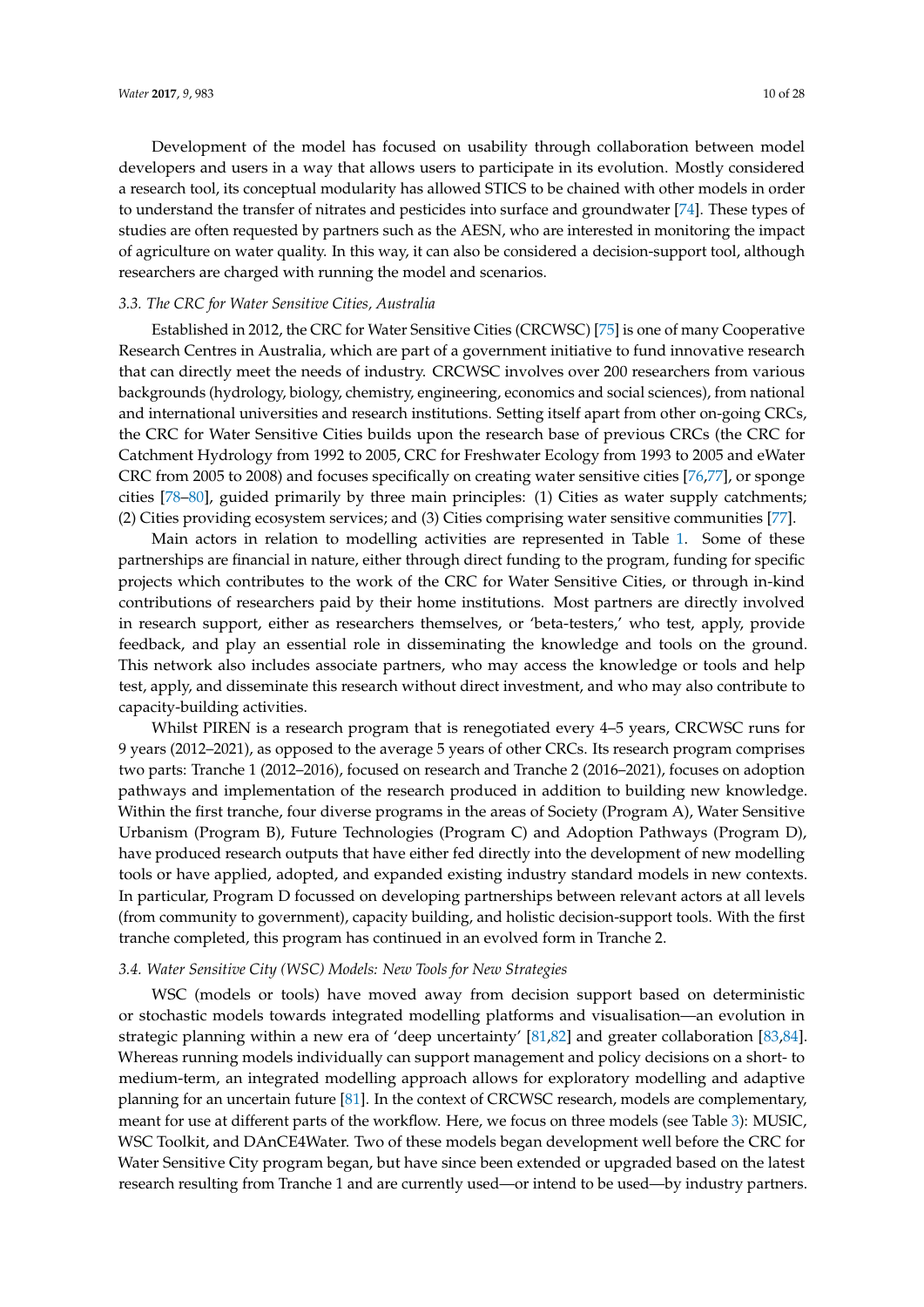Development of the model has focused on usability through collaboration between model developers and users in a way that allows users to participate in its evolution. Mostly considered a research tool, its conceptual modularity has allowed STICS to be chained with other models in order to understand the transfer of nitrates and pesticides into surface and groundwater [74]. These types of studies are often requested by partners such as the AESN, who are interested in monitoring the impact of agriculture on water quality. In this way, it can also be considered a decision-support tool, although researchers are charged with running the model and scenarios.

### *3.3. The CRC for Water Sensitive Cities, Australia*

Established in 2012, the CRC for Water Sensitive Cities (CRCWSC) [75] is one of many Cooperative Research Centres in Australia, which are part of a government initiative to fund innovative research that can directly meet the needs of industry. CRCWSC involves over 200 researchers from various backgrounds (hydrology, biology, chemistry, engineering, economics and social sciences), from national and international universities and research institutions. Setting itself apart from other on-going CRCs, the CRC for Water Sensitive Cities builds upon the research base of previous CRCs (the CRC for Catchment Hydrology from 1992 to 2005, CRC for Freshwater Ecology from 1993 to 2005 and eWater CRC from 2005 to 2008) and focuses specifically on creating water sensitive cities [76,77], or sponge cities [78–80], guided primarily by three main principles: (1) Cities as water supply catchments; (2) Cities providing ecosystem services; and (3) Cities comprising water sensitive communities [77].

Main actors in relation to modelling activities are represented in Table 1. Some of these partnerships are financial in nature, either through direct funding to the program, funding for specific projects which contributes to the work of the CRC for Water Sensitive Cities, or through in-kind contributions of researchers paid by their home institutions. Most partners are directly involved in research support, either as researchers themselves, or 'beta-testers,' who test, apply, provide feedback, and play an essential role in disseminating the knowledge and tools on the ground. This network also includes associate partners, who may access the knowledge or tools and help test, apply, and disseminate this research without direct investment, and who may also contribute to capacity-building activities.

Whilst PIREN is a research program that is renegotiated every 4–5 years, CRCWSC runs for 9 years (2012–2021), as opposed to the average 5 years of other CRCs. Its research program comprises two parts: Tranche 1 (2012–2016), focused on research and Tranche 2 (2016–2021), focuses on adoption pathways and implementation of the research produced in addition to building new knowledge. Within the first tranche, four diverse programs in the areas of Society (Program A), Water Sensitive Urbanism (Program B), Future Technologies (Program C) and Adoption Pathways (Program D), have produced research outputs that have either fed directly into the development of new modelling tools or have applied, adopted, and expanded existing industry standard models in new contexts. In particular, Program D focussed on developing partnerships between relevant actors at all levels (from community to government), capacity building, and holistic decision-support tools. With the first tranche completed, this program has continued in an evolved form in Tranche 2.

### *3.4. Water Sensitive City (WSC) Models: New Tools for New Strategies*

WSC (models or tools) have moved away from decision support based on deterministic or stochastic models towards integrated modelling platforms and visualisation—an evolution in strategic planning within a new era of 'deep uncertainty' [81,82] and greater collaboration [83,84]. Whereas running models individually can support management and policy decisions on a short- to medium-term, an integrated modelling approach allows for exploratory modelling and adaptive planning for an uncertain future [81]. In the context of CRCWSC research, models are complementary, meant for use at different parts of the workflow. Here, we focus on three models (see Table 3): MUSIC, WSC Toolkit, and DAnCE4Water. Two of these models began development well before the CRC for Water Sensitive City program began, but have since been extended or upgraded based on the latest research resulting from Tranche 1 and are currently used—or intend to be used—by industry partners.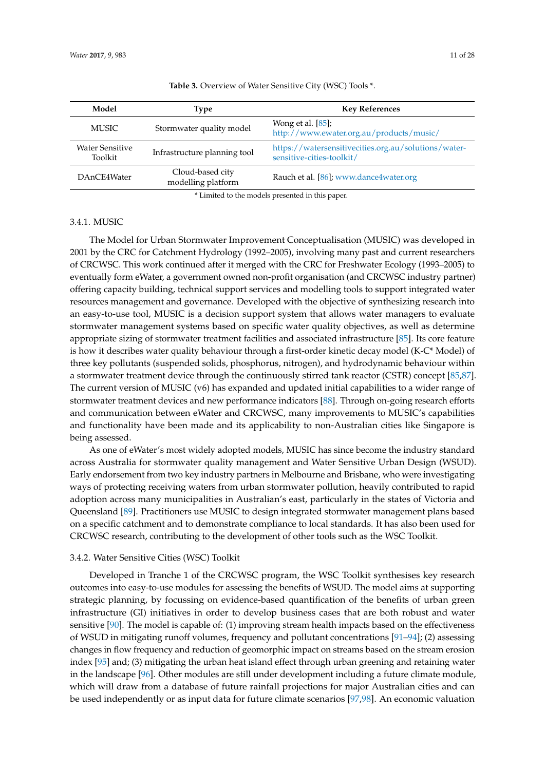**Table 3.** Overview of Water Sensitive City (WSC) Tools *.

| Model | Type | Key References |
|---|---|---|
| MUSIC | Stormwater quality model | Wong et al. [85]; http://www.ewater.org.au/products/music/ |
| Water Sensitive Toolkit | Infrastructure planning tool | https://watersensitivecities.org.au/solutions/water-sensitive-cities-toolkit/ |
| DAnCE4Water | Cloud-based city modelling platform | Rauch et al. [86]; www.dance4water.org |

* Limited to the models presented in this paper.

### 3.4.1. MUSIC

The Model for Urban Stormwater Improvement Conceptualisation (MUSIC) was developed in 2001 by the CRC for Catchment Hydrology (1992–2005), involving many past and current researchers of CRCWSC. This work continued after it merged with the CRC for Freshwater Ecology (1993–2005) to eventually form eWater, a government owned non-profit organisation (and CRCWSC industry partner) offering capacity building, technical support services and modelling tools to support integrated water resources management and governance. Developed with the objective of synthesizing research into an easy-to-use tool, MUSIC is a decision support system that allows water managers to evaluate stormwater management systems based on specific water quality objectives, as well as determine appropriate sizing of stormwater treatment facilities and associated infrastructure [85]. Its core feature is how it describes water quality behaviour through a first-order kinetic decay model (K-C* Model) of three key pollutants (suspended solids, phosphorus, nitrogen), and hydrodynamic behaviour within a stormwater treatment device through the continuously stirred tank reactor (CSTR) concept [85,87]. The current version of MUSIC (v6) has expanded and updated initial capabilities to a wider range of stormwater treatment devices and new performance indicators [88]. Through on-going research efforts and communication between eWater and CRCWSC, many improvements to MUSIC's capabilities and functionality have been made and its applicability to non-Australian cities like Singapore is being assessed.

As one of eWater's most widely adopted models, MUSIC has since become the industry standard across Australia for stormwater quality management and Water Sensitive Urban Design (WSUD). Early endorsement from two key industry partners in Melbourne and Brisbane, who were investigating ways of protecting receiving waters from urban stormwater pollution, heavily contributed to rapid adoption across many municipalities in Australian's east, particularly in the states of Victoria and Queensland [89]. Practitioners use MUSIC to design integrated stormwater management plans based on a specific catchment and to demonstrate compliance to local standards. It has also been used for CRCWSC research, contributing to the development of other tools such as the WSC Toolkit.

### 3.4.2. Water Sensitive Cities (WSC) Toolkit

Developed in Tranche 1 of the CRCWSC program, the WSC Toolkit synthesises key research outcomes into easy-to-use modules for assessing the benefits of WSUD. The model aims at supporting strategic planning, by focussing on evidence-based quantification of the benefits of urban green infrastructure (GI) initiatives in order to develop business cases that are both robust and water sensitive [90]. The model is capable of: (1) improving stream health impacts based on the effectiveness of WSUD in mitigating runoff volumes, frequency and pollutant concentrations [91–94]; (2) assessing changes in flow frequency and reduction of geomorphic impact on streams based on the stream erosion index [95] and; (3) mitigating the urban heat island effect through urban greening and retaining water in the landscape [96]. Other modules are still under development including a future climate module, which will draw from a database of future rainfall projections for major Australian cities and can be used independently or as input data for future climate scenarios [97,98]. An economic valuation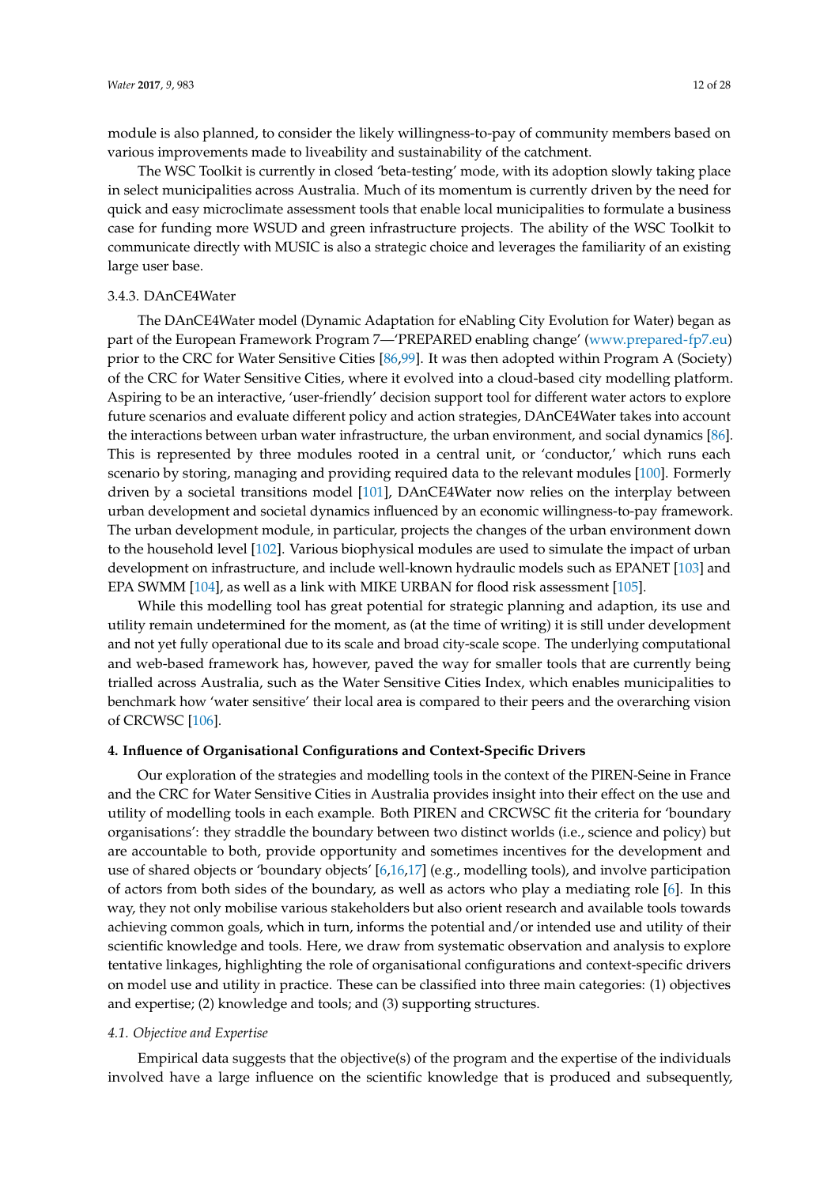module is also planned, to consider the likely willingness-to-pay of community members based on various improvements made to liveability and sustainability of the catchment.

The WSC Toolkit is currently in closed 'beta-testing' mode, with its adoption slowly taking place in select municipalities across Australia. Much of its momentum is currently driven by the need for quick and easy microclimate assessment tools that enable local municipalities to formulate a business case for funding more WSUD and green infrastructure projects. The ability of the WSC Toolkit to communicate directly with MUSIC is also a strategic choice and leverages the familiarity of an existing large user base.

#### 3.4.3. DAnCE4Water

The DAnCE4Water model (Dynamic Adaptation for eNabling City Evolution for Water) began as part of the European Framework Program 7—'PREPARED enabling change' (www.prepared-fp7.eu) prior to the CRC for Water Sensitive Cities [86,99]. It was then adopted within Program A (Society) of the CRC for Water Sensitive Cities, where it evolved into a cloud-based city modelling platform. Aspiring to be an interactive, 'user-friendly' decision support tool for different water actors to explore future scenarios and evaluate different policy and action strategies, DAnCE4Water takes into account the interactions between urban water infrastructure, the urban environment, and social dynamics [86]. This is represented by three modules rooted in a central unit, or 'conductor,' which runs each scenario by storing, managing and providing required data to the relevant modules [100]. Formerly driven by a societal transitions model [101], DAnCE4Water now relies on the interplay between urban development and societal dynamics influenced by an economic willingness-to-pay framework. The urban development module, in particular, projects the changes of the urban environment down to the household level [102]. Various biophysical modules are used to simulate the impact of urban development on infrastructure, and include well-known hydraulic models such as EPANET [103] and EPA SWMM [104], as well as a link with MIKE URBAN for flood risk assessment [105].

While this modelling tool has great potential for strategic planning and adaption, its use and utility remain undetermined for the moment, as (at the time of writing) it is still under development and not yet fully operational due to its scale and broad city-scale scope. The underlying computational and web-based framework has, however, paved the way for smaller tools that are currently being trialled across Australia, such as the Water Sensitive Cities Index, which enables municipalities to benchmark how 'water sensitive' their local area is compared to their peers and the overarching vision of CRCWSC [106].

## 4. Influence of Organisational Configurations and Context-Specific Drivers

Our exploration of the strategies and modelling tools in the context of the PIREN-Seine in France and the CRC for Water Sensitive Cities in Australia provides insight into their effect on the use and utility of modelling tools in each example. Both PIREN and CRCWSC fit the criteria for 'boundary organisations': they straddle the boundary between two distinct worlds (i.e., science and policy) but are accountable to both, provide opportunity and sometimes incentives for the development and use of shared objects or 'boundary objects' [6,16,17] (e.g., modelling tools), and involve participation of actors from both sides of the boundary, as well as actors who play a mediating role [6]. In this way, they not only mobilise various stakeholders but also orient research and available tools towards achieving common goals, which in turn, informs the potential and/or intended use and utility of their scientific knowledge and tools. Here, we draw from systematic observation and analysis to explore tentative linkages, highlighting the role of organisational configurations and context-specific drivers on model use and utility in practice. These can be classified into three main categories: (1) objectives and expertise; (2) knowledge and tools; and (3) supporting structures.

### *4.1. Objective and Expertise*

Empirical data suggests that the objective(s) of the program and the expertise of the individuals involved have a large influence on the scientific knowledge that is produced and subsequently,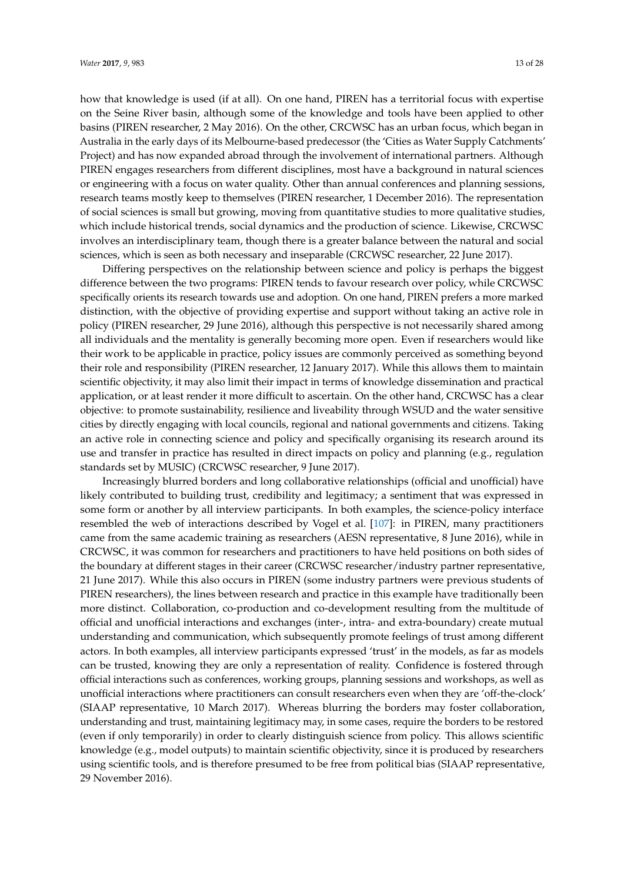how that knowledge is used (if at all). On one hand, PIREN has a territorial focus with expertise on the Seine River basin, although some of the knowledge and tools have been applied to other basins (PIREN researcher, 2 May 2016). On the other, CRCWSC has an urban focus, which began in Australia in the early days of its Melbourne-based predecessor (the 'Cities as Water Supply Catchments' Project) and has now expanded abroad through the involvement of international partners. Although PIREN engages researchers from different disciplines, most have a background in natural sciences or engineering with a focus on water quality. Other than annual conferences and planning sessions, research teams mostly keep to themselves (PIREN researcher, 1 December 2016). The representation of social sciences is small but growing, moving from quantitative studies to more qualitative studies, which include historical trends, social dynamics and the production of science. Likewise, CRCWSC involves an interdisciplinary team, though there is a greater balance between the natural and social sciences, which is seen as both necessary and inseparable (CRCWSC researcher, 22 June 2017).

Differing perspectives on the relationship between science and policy is perhaps the biggest difference between the two programs: PIREN tends to favour research over policy, while CRCWSC specifically orients its research towards use and adoption. On one hand, PIREN prefers a more marked distinction, with the objective of providing expertise and support without taking an active role in policy (PIREN researcher, 29 June 2016), although this perspective is not necessarily shared among all individuals and the mentality is generally becoming more open. Even if researchers would like their work to be applicable in practice, policy issues are commonly perceived as something beyond their role and responsibility (PIREN researcher, 12 January 2017). While this allows them to maintain scientific objectivity, it may also limit their impact in terms of knowledge dissemination and practical application, or at least render it more difficult to ascertain. On the other hand, CRCWSC has a clear objective: to promote sustainability, resilience and liveability through WSUD and the water sensitive cities by directly engaging with local councils, regional and national governments and citizens. Taking an active role in connecting science and policy and specifically organising its research around its use and transfer in practice has resulted in direct impacts on policy and planning (e.g., regulation standards set by MUSIC) (CRCWSC researcher, 9 June 2017).

Increasingly blurred borders and long collaborative relationships (official and unofficial) have likely contributed to building trust, credibility and legitimacy; a sentiment that was expressed in some form or another by all interview participants. In both examples, the science-policy interface resembled the web of interactions described by Vogel et al. [107]: in PIREN, many practitioners came from the same academic training as researchers (AESN representative, 8 June 2016), while in CRCWSC, it was common for researchers and practitioners to have held positions on both sides of the boundary at different stages in their career (CRCWSC researcher/industry partner representative, 21 June 2017). While this also occurs in PIREN (some industry partners were previous students of PIREN researchers), the lines between research and practice in this example have traditionally been more distinct. Collaboration, co-production and co-development resulting from the multitude of official and unofficial interactions and exchanges (inter-, intra- and extra-boundary) create mutual understanding and communication, which subsequently promote feelings of trust among different actors. In both examples, all interview participants expressed 'trust' in the models, as far as models can be trusted, knowing they are only a representation of reality. Confidence is fostered through official interactions such as conferences, working groups, planning sessions and workshops, as well as unofficial interactions where practitioners can consult researchers even when they are 'off-the-clock' (SIAAP representative, 10 March 2017). Whereas blurring the borders may foster collaboration, understanding and trust, maintaining legitimacy may, in some cases, require the borders to be restored (even if only temporarily) in order to clearly distinguish science from policy. This allows scientific knowledge (e.g., model outputs) to maintain scientific objectivity, since it is produced by researchers using scientific tools, and is therefore presumed to be free from political bias (SIAAP representative, 29 November 2016).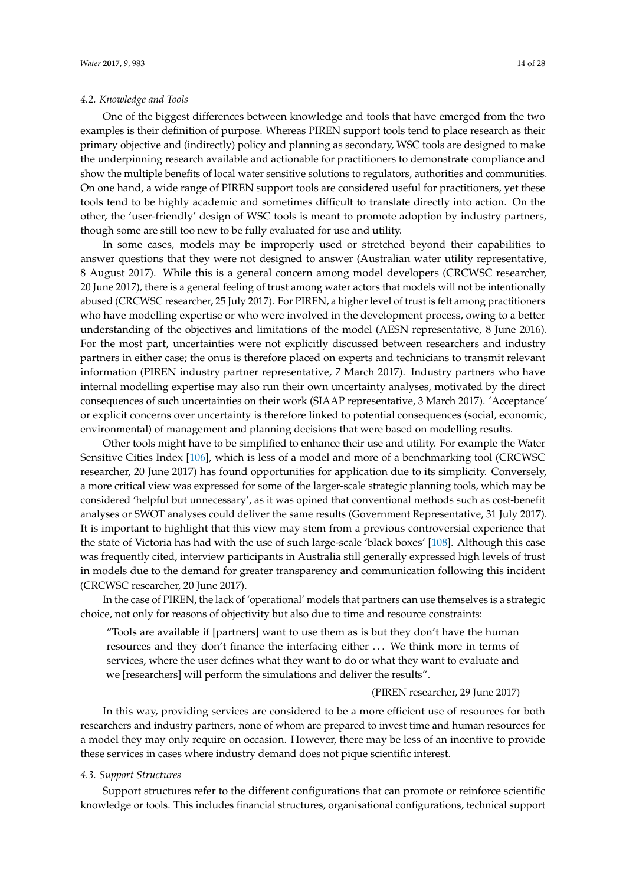### 4.2. Knowledge and Tools

One of the biggest differences between knowledge and tools that have emerged from the two examples is their definition of purpose. Whereas PIREN support tools tend to place research as their primary objective and (indirectly) policy and planning as secondary, WSC tools are designed to make the underpinning research available and actionable for practitioners to demonstrate compliance and show the multiple benefits of local water sensitive solutions to regulators, authorities and communities. On one hand, a wide range of PIREN support tools are considered useful for practitioners, yet these tools tend to be highly academic and sometimes difficult to translate directly into action. On the other, the 'user-friendly' design of WSC tools is meant to promote adoption by industry partners, though some are still too new to be fully evaluated for use and utility.

In some cases, models may be improperly used or stretched beyond their capabilities to answer questions that they were not designed to answer (Australian water utility representative, 8 August 2017). While this is a general concern among model developers (CRCWSC researcher, 20 June 2017), there is a general feeling of trust among water actors that models will not be intentionally abused (CRCWSC researcher, 25 July 2017). For PIREN, a higher level of trust is felt among practitioners who have modelling expertise or who were involved in the development process, owing to a better understanding of the objectives and limitations of the model (AESN representative, 8 June 2016). For the most part, uncertainties were not explicitly discussed between researchers and industry partners in either case; the onus is therefore placed on experts and technicians to transmit relevant information (PIREN industry partner representative, 7 March 2017). Industry partners who have internal modelling expertise may also run their own uncertainty analyses, motivated by the direct consequences of such uncertainties on their work (SIAAP representative, 3 March 2017). 'Acceptance' or explicit concerns over uncertainty is therefore linked to potential consequences (social, economic, environmental) of management and planning decisions that were based on modelling results.

Other tools might have to be simplified to enhance their use and utility. For example the Water Sensitive Cities Index [106], which is less of a model and more of a benchmarking tool (CRCWSC researcher, 20 June 2017) has found opportunities for application due to its simplicity. Conversely, a more critical view was expressed for some of the larger-scale strategic planning tools, which may be considered 'helpful but unnecessary', as it was opined that conventional methods such as cost-benefit analyses or SWOT analyses could deliver the same results (Government Representative, 31 July 2017). It is important to highlight that this view may stem from a previous controversial experience that the state of Victoria has had with the use of such large-scale 'black boxes' [108]. Although this case was frequently cited, interview participants in Australia still generally expressed high levels of trust in models due to the demand for greater transparency and communication following this incident (CRCWSC researcher, 20 June 2017).

In the case of PIREN, the lack of 'operational' models that partners can use themselves is a strategic choice, not only for reasons of objectivity but also due to time and resource constraints:

> "Tools are available if [partners] want to use them as is but they don't have the human resources and they don't finance the interfacing either ... We think more in terms of services, where the user defines what they want to do or what they want to evaluate and we [researchers] will perform the simulations and deliver the results".
>
> (PIREN researcher, 29 June 2017)

In this way, providing services are considered to be a more efficient use of resources for both researchers and industry partners, none of whom are prepared to invest time and human resources for a model they may only require on occasion. However, there may be less of an incentive to provide these services in cases where industry demand does not pique scientific interest.

### 4.3. Support Structures

Support structures refer to the different configurations that can promote or reinforce scientific knowledge or tools. This includes financial structures, organisational configurations, technical support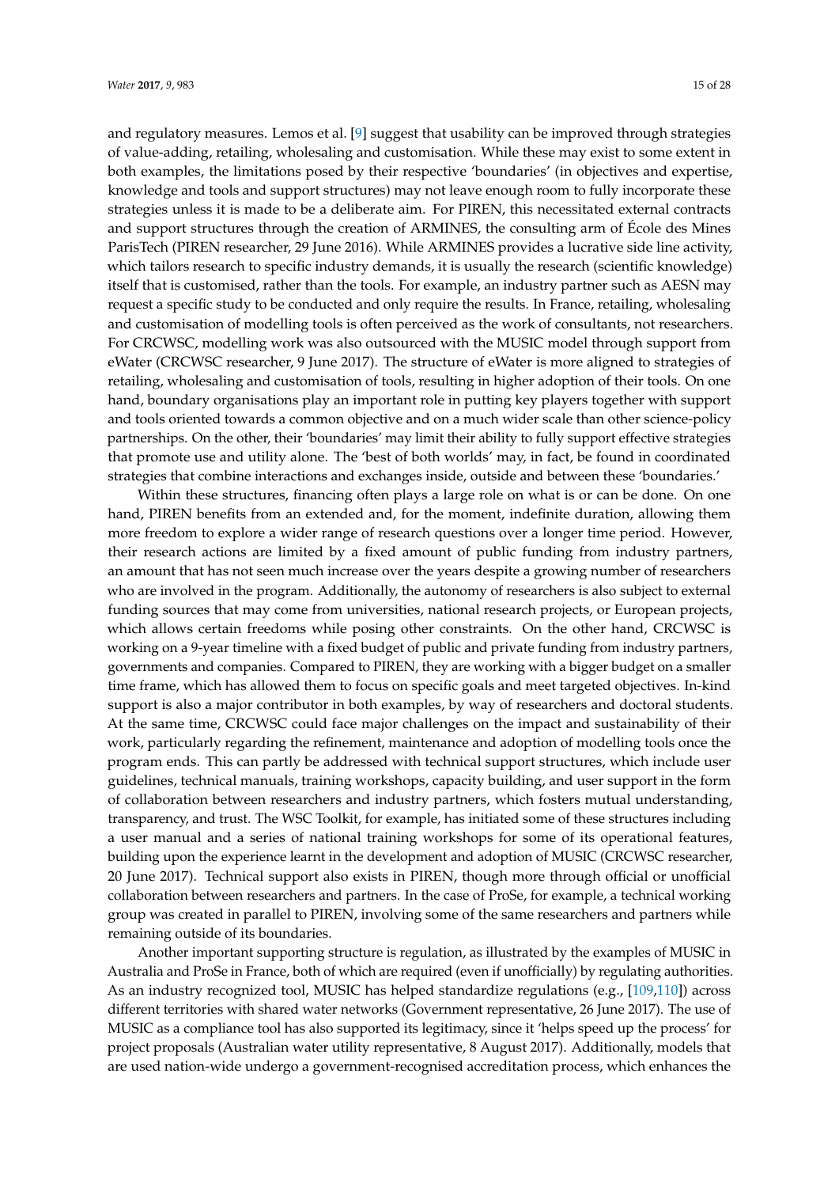and regulatory measures. Lemos et al. [9] suggest that usability can be improved through strategies of value-adding, retailing, wholesaling and customisation. While these may exist to some extent in both examples, the limitations posed by their respective 'boundaries' (in objectives and expertise, knowledge and tools and support structures) may not leave enough room to fully incorporate these strategies unless it is made to be a deliberate aim. For PIREN, this necessitated external contracts and support structures through the creation of ARMINES, the consulting arm of École des Mines ParisTech (PIREN researcher, 29 June 2016). While ARMINES provides a lucrative side line activity, which tailors research to specific industry demands, it is usually the research (scientific knowledge) itself that is customised, rather than the tools. For example, an industry partner such as AESN may request a specific study to be conducted and only require the results. In France, retailing, wholesaling and customisation of modelling tools is often perceived as the work of consultants, not researchers. For CRCWSC, modelling work was also outsourced with the MUSIC model through support from eWater (CRCWSC researcher, 9 June 2017). The structure of eWater is more aligned to strategies of retailing, wholesaling and customisation of tools, resulting in higher adoption of their tools. On one hand, boundary organisations play an important role in putting key players together with support and tools oriented towards a common objective and on a much wider scale than other science-policy partnerships. On the other, their 'boundaries' may limit their ability to fully support effective strategies that promote use and utility alone. The 'best of both worlds' may, in fact, be found in coordinated strategies that combine interactions and exchanges inside, outside and between these 'boundaries.'

Within these structures, financing often plays a large role on what is or can be done. On one hand, PIREN benefits from an extended and, for the moment, indefinite duration, allowing them more freedom to explore a wider range of research questions over a longer time period. However, their research actions are limited by a fixed amount of public funding from industry partners, an amount that has not seen much increase over the years despite a growing number of researchers who are involved in the program. Additionally, the autonomy of researchers is also subject to external funding sources that may come from universities, national research projects, or European projects, which allows certain freedoms while posing other constraints. On the other hand, CRCWSC is working on a 9-year timeline with a fixed budget of public and private funding from industry partners, governments and companies. Compared to PIREN, they are working with a bigger budget on a smaller time frame, which has allowed them to focus on specific goals and meet targeted objectives. In-kind support is also a major contributor in both examples, by way of researchers and doctoral students. At the same time, CRCWSC could face major challenges on the impact and sustainability of their work, particularly regarding the refinement, maintenance and adoption of modelling tools once the program ends. This can partly be addressed with technical support structures, which include user guidelines, technical manuals, training workshops, capacity building, and user support in the form of collaboration between researchers and industry partners, which fosters mutual understanding, transparency, and trust. The WSC Toolkit, for example, has initiated some of these structures including a user manual and a series of national training workshops for some of its operational features, building upon the experience learnt in the development and adoption of MUSIC (CRCWSC researcher, 20 June 2017). Technical support also exists in PIREN, though more through official or unofficial collaboration between researchers and partners. In the case of ProSe, for example, a technical working group was created in parallel to PIREN, involving some of the same researchers and partners while remaining outside of its boundaries.

Another important supporting structure is regulation, as illustrated by the examples of MUSIC in Australia and ProSe in France, both of which are required (even if unofficially) by regulating authorities. As an industry recognized tool, MUSIC has helped standardize regulations (e.g., [109,110]) across different territories with shared water networks (Government representative, 26 June 2017). The use of MUSIC as a compliance tool has also supported its legitimacy, since it 'helps speed up the process' for project proposals (Australian water utility representative, 8 August 2017). Additionally, models that are used nation-wide undergo a government-recognised accreditation process, which enhances the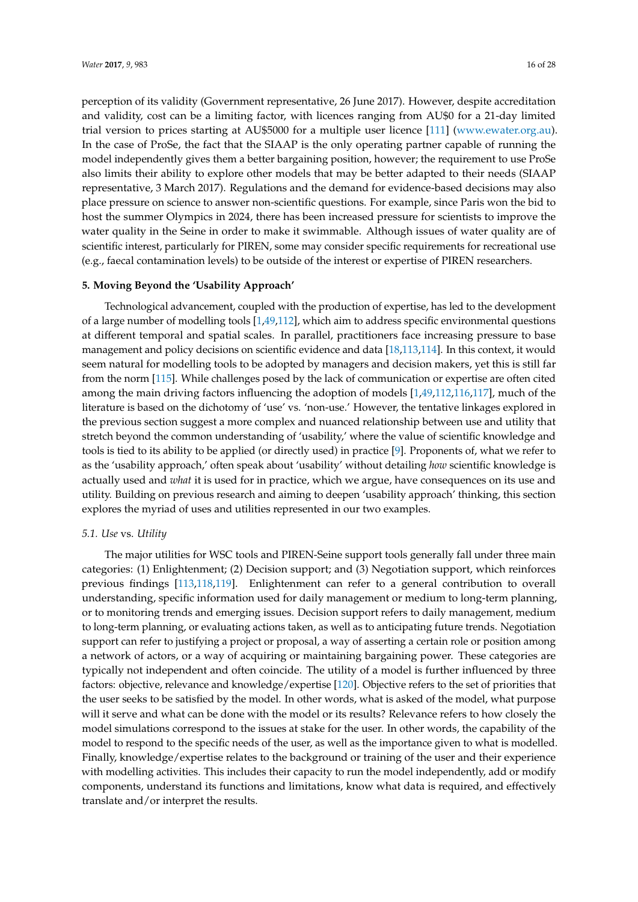perception of its validity (Government representative, 26 June 2017). However, despite accreditation and validity, cost can be a limiting factor, with licences ranging from AU$0 for a 21-day limited trial version to prices starting at AU$5000 for a multiple user licence [111] (www.ewater.org.au). In the case of ProSe, the fact that the SIAAP is the only operating partner capable of running the model independently gives them a better bargaining position, however; the requirement to use ProSe also limits their ability to explore other models that may be better adapted to their needs (SIAAP representative, 3 March 2017). Regulations and the demand for evidence-based decisions may also place pressure on science to answer non-scientific questions. For example, since Paris won the bid to host the summer Olympics in 2024, there has been increased pressure for scientists to improve the water quality in the Seine in order to make it swimmable. Although issues of water quality are of scientific interest, particularly for PIREN, some may consider specific requirements for recreational use (e.g., faecal contamination levels) to be outside of the interest or expertise of PIREN researchers.

## 5. Moving Beyond the 'Usability Approach'

Technological advancement, coupled with the production of expertise, has led to the development of a large number of modelling tools [1,49,112], which aim to address specific environmental questions at different temporal and spatial scales. In parallel, practitioners face increasing pressure to base management and policy decisions on scientific evidence and data [18,113,114]. In this context, it would seem natural for modelling tools to be adopted by managers and decision makers, yet this is still far from the norm [115]. While challenges posed by the lack of communication or expertise are often cited among the main driving factors influencing the adoption of models [1,49,112,116,117], much of the literature is based on the dichotomy of 'use' vs. 'non-use.' However, the tentative linkages explored in the previous section suggest a more complex and nuanced relationship between use and utility that stretch beyond the common understanding of 'usability,' where the value of scientific knowledge and tools is tied to its ability to be applied (or directly used) in practice [9]. Proponents of, what we refer to as the 'usability approach,' often speak about 'usability' without detailing *how* scientific knowledge is actually used and *what* it is used for in practice, which we argue, have consequences on its use and utility. Building on previous research and aiming to deepen 'usability approach' thinking, this section explores the myriad of uses and utilities represented in our two examples.

### 5.1. *Use* vs. *Utility*

The major utilities for WSC tools and PIREN-Seine support tools generally fall under three main categories: (1) Enlightenment; (2) Decision support; and (3) Negotiation support, which reinforces previous findings [113,118,119]. Enlightenment can refer to a general contribution to overall understanding, specific information used for daily management or medium to long-term planning, or to monitoring trends and emerging issues. Decision support refers to daily management, medium to long-term planning, or evaluating actions taken, as well as to anticipating future trends. Negotiation support can refer to justifying a project or proposal, a way of asserting a certain role or position among a network of actors, or a way of acquiring or maintaining bargaining power. These categories are typically not independent and often coincide. The utility of a model is further influenced by three factors: objective, relevance and knowledge/expertise [120]. Objective refers to the set of priorities that the user seeks to be satisfied by the model. In other words, what is asked of the model, what purpose will it serve and what can be done with the model or its results? Relevance refers to how closely the model simulations correspond to the issues at stake for the user. In other words, the capability of the model to respond to the specific needs of the user, as well as the importance given to what is modelled. Finally, knowledge/expertise relates to the background or training of the user and their experience with modelling activities. This includes their capacity to run the model independently, add or modify components, understand its functions and limitations, know what data is required, and effectively translate and/or interpret the results.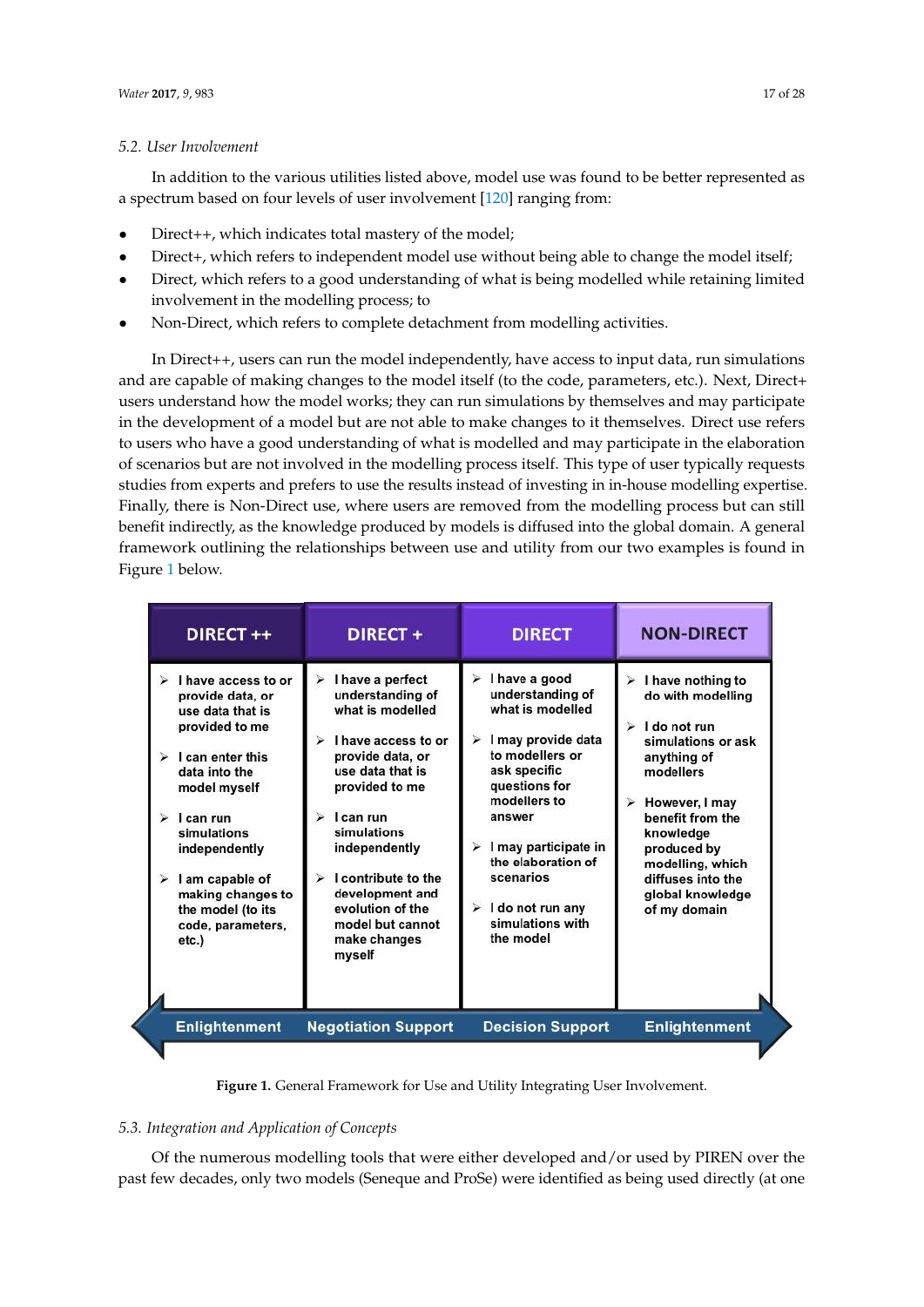### 5.2. User Involvement

In addition to the various utilities listed above, model use was found to be better represented as a spectrum based on four levels of user involvement [120] ranging from:

- Direct++, which indicates total mastery of the model;
- Direct+, which refers to independent model use without being able to change the model itself;
- Direct, which refers to a good understanding of what is being modelled while retaining limited involvement in the modelling process; to
- Non-Direct, which refers to complete detachment from modelling activities.

In Direct++, users can run the model independently, have access to input data, run simulations and are capable of making changes to the model itself (to the code, parameters, etc.). Next, Direct+ users understand how the model works; they can run simulations by themselves and may participate in the development of a model but are not able to make changes to it themselves. Direct use refers to users who have a good understanding of what is modelled and may participate in the elaboration of scenarios but are not involved in the modelling process itself. This type of user typically requests studies from experts and prefers to use the results instead of investing in in-house modelling expertise. Finally, there is Non-Direct use, where users are removed from the modelling process but can still benefit indirectly, as the knowledge produced by models is diffused into the global domain. A general framework outlining the relationships between use and utility from our two examples is found in Figure 1 below.

| DIRECT ++ | DIRECT + | DIRECT | NON-DIRECT |
|---|---|---|---|
| ➢ I have access to or provide data, or use data that is provided to me<br>➢ I can enter this data into the model myself<br>➢ I can run simulations independently<br>➢ I am capable of making changes to the model (to its code, parameters, etc.) | ➢ I have a perfect understanding of what is modelled<br>➢ I have access to or provide data, or use data that is provided to me<br>➢ I can run simulations independently<br>➢ I contribute to the development and evolution of the model but cannot make changes myself | ➢ I have a good understanding of what is modelled<br>➢ I may provide data to modellers or ask specific questions for modellers to answer<br>➢ I may participate in the elaboration of scenarios<br>➢ I do not run any simulations with the model | ➢ I have nothing to do with modelling<br>➢ I do not run simulations or ask anything of modellers<br>➢ However, I may benefit from the knowledge produced by modelling, which diffuses into the global knowledge of my domain |
| Enlightenment | Negotiation Support | Decision Support | Enlightenment |

**Figure 1.** General Framework for Use and Utility Integrating User Involvement.

### 5.3. Integration and Application of Concepts

Of the numerous modelling tools that were either developed and/or used by PIREN over the past few decades, only two models (Seneque and ProSe) were identified as being used directly (at one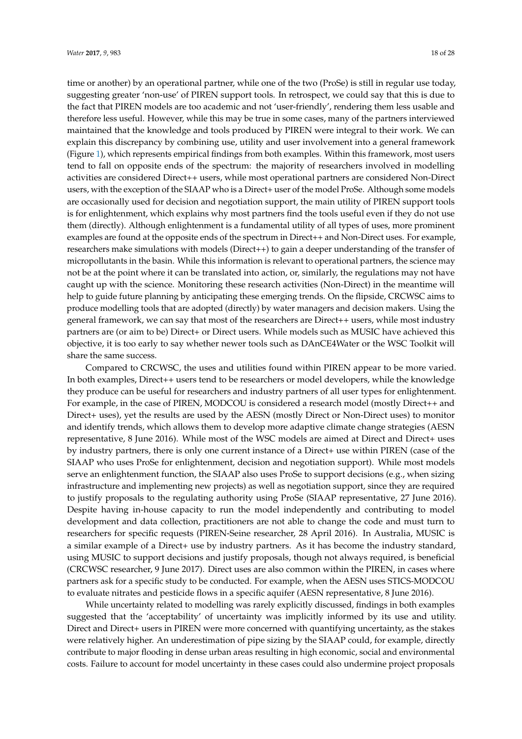time or another) by an operational partner, while one of the two (ProSe) is still in regular use today, suggesting greater 'non-use' of PIREN support tools. In retrospect, we could say that this is due to the fact that PIREN models are too academic and not 'user-friendly', rendering them less usable and therefore less useful. However, while this may be true in some cases, many of the partners interviewed maintained that the knowledge and tools produced by PIREN were integral to their work. We can explain this discrepancy by combining use, utility and user involvement into a general framework (Figure 1), which represents empirical findings from both examples. Within this framework, most users tend to fall on opposite ends of the spectrum: the majority of researchers involved in modelling activities are considered Direct++ users, while most operational partners are considered Non-Direct users, with the exception of the SIAAP who is a Direct+ user of the model ProSe. Although some models are occasionally used for decision and negotiation support, the main utility of PIREN support tools is for enlightenment, which explains why most partners find the tools useful even if they do not use them (directly). Although enlightenment is a fundamental utility of all types of uses, more prominent examples are found at the opposite ends of the spectrum in Direct++ and Non-Direct uses. For example, researchers make simulations with models (Direct++) to gain a deeper understanding of the transfer of micropollutants in the basin. While this information is relevant to operational partners, the science may not be at the point where it can be translated into action, or, similarly, the regulations may not have caught up with the science. Monitoring these research activities (Non-Direct) in the meantime will help to guide future planning by anticipating these emerging trends. On the flipside, CRCWSC aims to produce modelling tools that are adopted (directly) by water managers and decision makers. Using the general framework, we can say that most of the researchers are Direct++ users, while most industry partners are (or aim to be) Direct+ or Direct users. While models such as MUSIC have achieved this objective, it is too early to say whether newer tools such as DAnCE4Water or the WSC Toolkit will share the same success.

Compared to CRCWSC, the uses and utilities found within PIREN appear to be more varied. In both examples, Direct++ users tend to be researchers or model developers, while the knowledge they produce can be useful for researchers and industry partners of all user types for enlightenment. For example, in the case of PIREN, MODCOU is considered a research model (mostly Direct++ and Direct+ uses), yet the results are used by the AESN (mostly Direct or Non-Direct uses) to monitor and identify trends, which allows them to develop more adaptive climate change strategies (AESN representative, 8 June 2016). While most of the WSC models are aimed at Direct and Direct+ uses by industry partners, there is only one current instance of a Direct+ use within PIREN (case of the SIAAP who uses ProSe for enlightenment, decision and negotiation support). While most models serve an enlightenment function, the SIAAP also uses ProSe to support decisions (e.g., when sizing infrastructure and implementing new projects) as well as negotiation support, since they are required to justify proposals to the regulating authority using ProSe (SIAAP representative, 27 June 2016). Despite having in-house capacity to run the model independently and contributing to model development and data collection, practitioners are not able to change the code and must turn to researchers for specific requests (PIREN-Seine researcher, 28 April 2016). In Australia, MUSIC is a similar example of a Direct+ use by industry partners. As it has become the industry standard, using MUSIC to support decisions and justify proposals, though not always required, is beneficial (CRCWSC researcher, 9 June 2017). Direct uses are also common within the PIREN, in cases where partners ask for a specific study to be conducted. For example, when the AESN uses STICS-MODCOU to evaluate nitrates and pesticide flows in a specific aquifer (AESN representative, 8 June 2016).

While uncertainty related to modelling was rarely explicitly discussed, findings in both examples suggested that the 'acceptability' of uncertainty was implicitly informed by its use and utility. Direct and Direct+ users in PIREN were more concerned with quantifying uncertainty, as the stakes were relatively higher. An underestimation of pipe sizing by the SIAAP could, for example, directly contribute to major flooding in dense urban areas resulting in high economic, social and environmental costs. Failure to account for model uncertainty in these cases could also undermine project proposals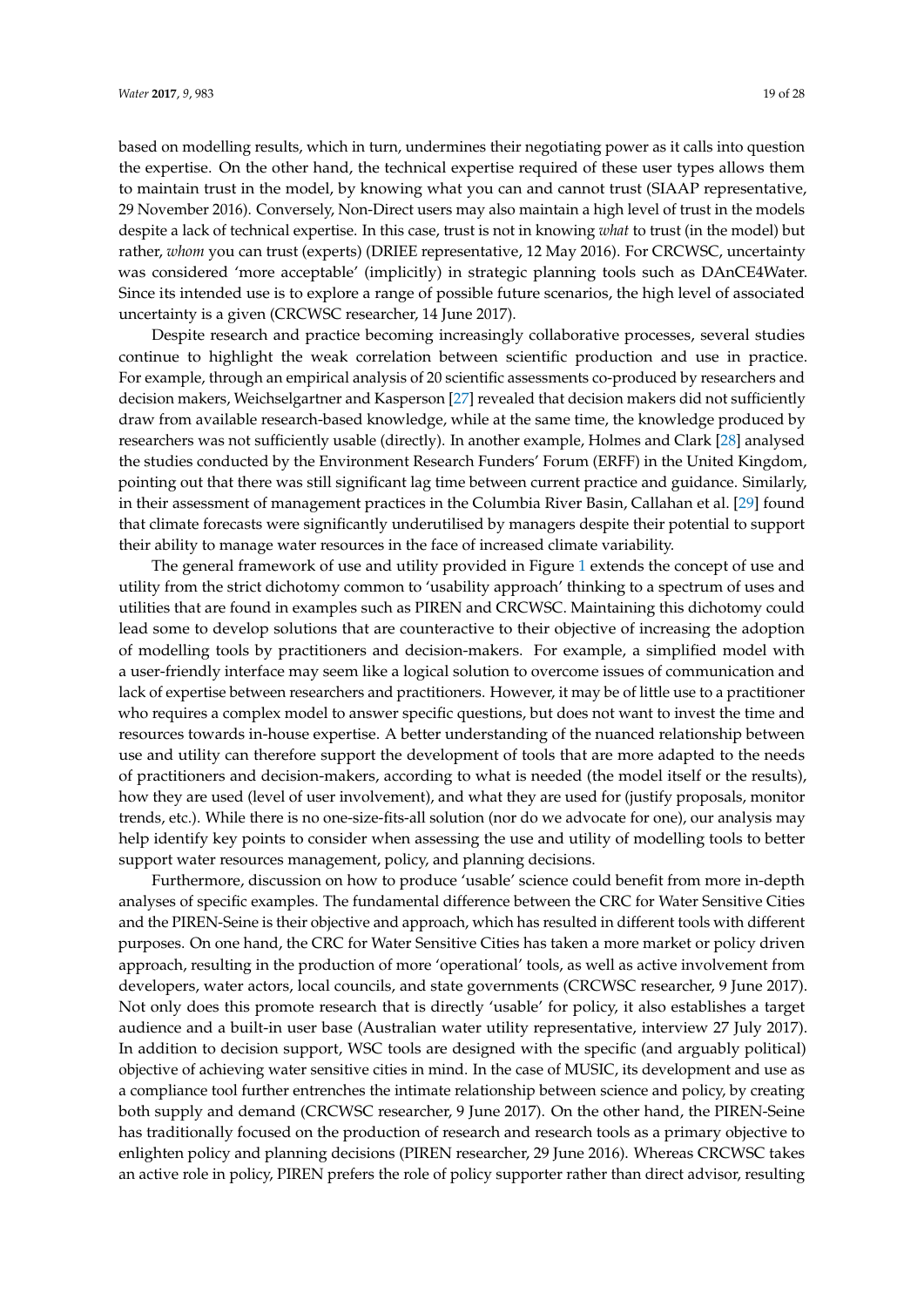based on modelling results, which in turn, undermines their negotiating power as it calls into question the expertise. On the other hand, the technical expertise required of these user types allows them to maintain trust in the model, by knowing what you can and cannot trust (SIAAP representative, 29 November 2016). Conversely, Non-Direct users may also maintain a high level of trust in the models despite a lack of technical expertise. In this case, trust is not in knowing *what* to trust (in the model) but rather, *whom* you can trust (experts) (DRIEE representative, 12 May 2016). For CRCWSC, uncertainty was considered 'more acceptable' (implicitly) in strategic planning tools such as DAnCE4Water. Since its intended use is to explore a range of possible future scenarios, the high level of associated uncertainty is a given (CRCWSC researcher, 14 June 2017).

Despite research and practice becoming increasingly collaborative processes, several studies continue to highlight the weak correlation between scientific production and use in practice. For example, through an empirical analysis of 20 scientific assessments co-produced by researchers and decision makers, Weichselgartner and Kasperson [27] revealed that decision makers did not sufficiently draw from available research-based knowledge, while at the same time, the knowledge produced by researchers was not sufficiently usable (directly). In another example, Holmes and Clark [28] analysed the studies conducted by the Environment Research Funders' Forum (ERFF) in the United Kingdom, pointing out that there was still significant lag time between current practice and guidance. Similarly, in their assessment of management practices in the Columbia River Basin, Callahan et al. [29] found that climate forecasts were significantly underutilised by managers despite their potential to support their ability to manage water resources in the face of increased climate variability.

The general framework of use and utility provided in Figure 1 extends the concept of use and utility from the strict dichotomy common to 'usability approach' thinking to a spectrum of uses and utilities that are found in examples such as PIREN and CRCWSC. Maintaining this dichotomy could lead some to develop solutions that are counteractive to their objective of increasing the adoption of modelling tools by practitioners and decision-makers. For example, a simplified model with a user-friendly interface may seem like a logical solution to overcome issues of communication and lack of expertise between researchers and practitioners. However, it may be of little use to a practitioner who requires a complex model to answer specific questions, but does not want to invest the time and resources towards in-house expertise. A better understanding of the nuanced relationship between use and utility can therefore support the development of tools that are more adapted to the needs of practitioners and decision-makers, according to what is needed (the model itself or the results), how they are used (level of user involvement), and what they are used for (justify proposals, monitor trends, etc.). While there is no one-size-fits-all solution (nor do we advocate for one), our analysis may help identify key points to consider when assessing the use and utility of modelling tools to better support water resources management, policy, and planning decisions.

Furthermore, discussion on how to produce 'usable' science could benefit from more in-depth analyses of specific examples. The fundamental difference between the CRC for Water Sensitive Cities and the PIREN-Seine is their objective and approach, which has resulted in different tools with different purposes. On one hand, the CRC for Water Sensitive Cities has taken a more market or policy driven approach, resulting in the production of more 'operational' tools, as well as active involvement from developers, water actors, local councils, and state governments (CRCWSC researcher, 9 June 2017). Not only does this promote research that is directly 'usable' for policy, it also establishes a target audience and a built-in user base (Australian water utility representative, interview 27 July 2017). In addition to decision support, WSC tools are designed with the specific (and arguably political) objective of achieving water sensitive cities in mind. In the case of MUSIC, its development and use as a compliance tool further entrenches the intimate relationship between science and policy, by creating both supply and demand (CRCWSC researcher, 9 June 2017). On the other hand, the PIREN-Seine has traditionally focused on the production of research and research tools as a primary objective to enlighten policy and planning decisions (PIREN researcher, 29 June 2016). Whereas CRCWSC takes an active role in policy, PIREN prefers the role of policy supporter rather than direct advisor, resulting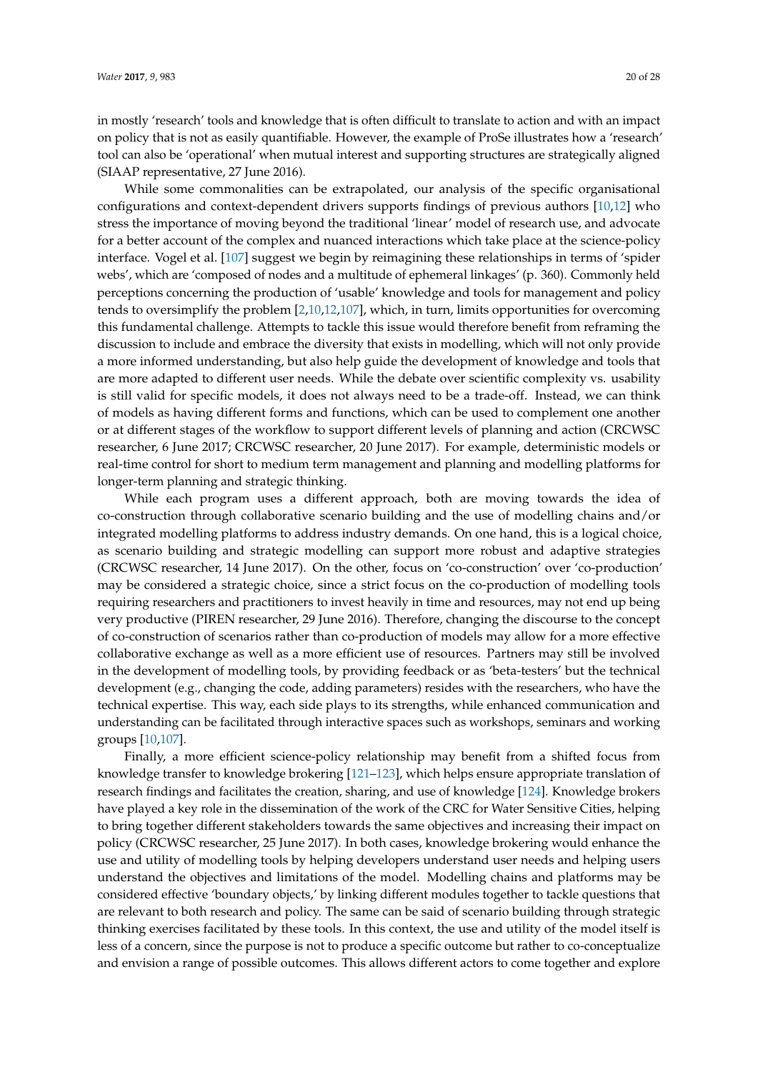in mostly 'research' tools and knowledge that is often difficult to translate to action and with an impact on policy that is not as easily quantifiable. However, the example of ProSe illustrates how a 'research' tool can also be 'operational' when mutual interest and supporting structures are strategically aligned (SIAAP representative, 27 June 2016).

While some commonalities can be extrapolated, our analysis of the specific organisational configurations and context-dependent drivers supports findings of previous authors [10,12] who stress the importance of moving beyond the traditional 'linear' model of research use, and advocate for a better account of the complex and nuanced interactions which take place at the science-policy interface. Vogel et al. [107] suggest we begin by reimagining these relationships in terms of 'spider webs', which are 'composed of nodes and a multitude of ephemeral linkages' (p. 360). Commonly held perceptions concerning the production of 'usable' knowledge and tools for management and policy tends to oversimplify the problem [2,10,12,107], which, in turn, limits opportunities for overcoming this fundamental challenge. Attempts to tackle this issue would therefore benefit from reframing the discussion to include and embrace the diversity that exists in modelling, which will not only provide a more informed understanding, but also help guide the development of knowledge and tools that are more adapted to different user needs. While the debate over scientific complexity vs. usability is still valid for specific models, it does not always need to be a trade-off. Instead, we can think of models as having different forms and functions, which can be used to complement one another or at different stages of the workflow to support different levels of planning and action (CRCWSC researcher, 6 June 2017; CRCWSC researcher, 20 June 2017). For example, deterministic models or real-time control for short to medium term management and planning and modelling platforms for longer-term planning and strategic thinking.

While each program uses a different approach, both are moving towards the idea of co-construction through collaborative scenario building and the use of modelling chains and/or integrated modelling platforms to address industry demands. On one hand, this is a logical choice, as scenario building and strategic modelling can support more robust and adaptive strategies (CRCWSC researcher, 14 June 2017). On the other, focus on 'co-construction' over 'co-production' may be considered a strategic choice, since a strict focus on the co-production of modelling tools requiring researchers and practitioners to invest heavily in time and resources, may not end up being very productive (PIREN researcher, 29 June 2016). Therefore, changing the discourse to the concept of co-construction of scenarios rather than co-production of models may allow for a more effective collaborative exchange as well as a more efficient use of resources. Partners may still be involved in the development of modelling tools, by providing feedback or as 'beta-testers' but the technical development (e.g., changing the code, adding parameters) resides with the researchers, who have the technical expertise. This way, each side plays to its strengths, while enhanced communication and understanding can be facilitated through interactive spaces such as workshops, seminars and working groups [10,107].

Finally, a more efficient science-policy relationship may benefit from a shifted focus from knowledge transfer to knowledge brokering [121–123], which helps ensure appropriate translation of research findings and facilitates the creation, sharing, and use of knowledge [124]. Knowledge brokers have played a key role in the dissemination of the work of the CRC for Water Sensitive Cities, helping to bring together different stakeholders towards the same objectives and increasing their impact on policy (CRCWSC researcher, 25 June 2017). In both cases, knowledge brokering would enhance the use and utility of modelling tools by helping developers understand user needs and helping users understand the objectives and limitations of the model. Modelling chains and platforms may be considered effective 'boundary objects,' by linking different modules together to tackle questions that are relevant to both research and policy. The same can be said of scenario building through strategic thinking exercises facilitated by these tools. In this context, the use and utility of the model itself is less of a concern, since the purpose is not to produce a specific outcome but rather to co-conceptualize and envision a range of possible outcomes. This allows different actors to come together and explore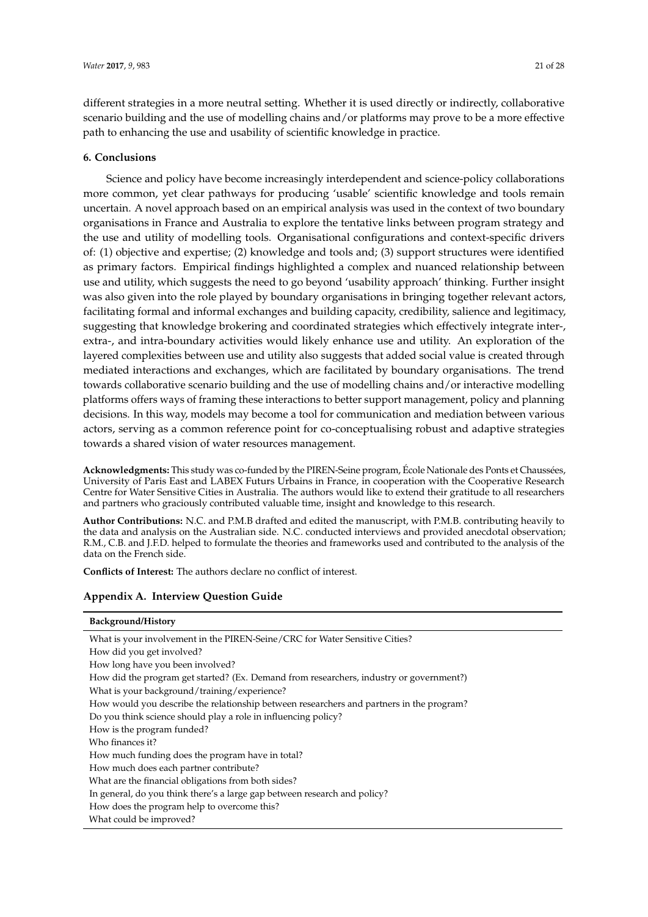different strategies in a more neutral setting. Whether it is used directly or indirectly, collaborative scenario building and the use of modelling chains and/or platforms may prove to be a more effective path to enhancing the use and usability of scientific knowledge in practice.

## 6. Conclusions

Science and policy have become increasingly interdependent and science-policy collaborations more common, yet clear pathways for producing 'usable' scientific knowledge and tools remain uncertain. A novel approach based on an empirical analysis was used in the context of two boundary organisations in France and Australia to explore the tentative links between program strategy and the use and utility of modelling tools. Organisational configurations and context-specific drivers of: (1) objective and expertise; (2) knowledge and tools and; (3) support structures were identified as primary factors. Empirical findings highlighted a complex and nuanced relationship between use and utility, which suggests the need to go beyond 'usability approach' thinking. Further insight was also given into the role played by boundary organisations in bringing together relevant actors, facilitating formal and informal exchanges and building capacity, credibility, salience and legitimacy, suggesting that knowledge brokering and coordinated strategies which effectively integrate inter-, extra-, and intra-boundary activities would likely enhance use and utility. An exploration of the layered complexities between use and utility also suggests that added social value is created through mediated interactions and exchanges, which are facilitated by boundary organisations. The trend towards collaborative scenario building and the use of modelling chains and/or interactive modelling platforms offers ways of framing these interactions to better support management, policy and planning decisions. In this way, models may become a tool for communication and mediation between various actors, serving as a common reference point for co-conceptualising robust and adaptive strategies towards a shared vision of water resources management.

**Acknowledgments:** This study was co-funded by the PIREN-Seine program, École Nationale des Ponts et Chaussées, University of Paris East and LABEX Futurs Urbains in France, in cooperation with the Cooperative Research Centre for Water Sensitive Cities in Australia. The authors would like to extend their gratitude to all researchers and partners who graciously contributed valuable time, insight and knowledge to this research.

**Author Contributions:** N.C. and P.M.B drafted and edited the manuscript, with P.M.B. contributing heavily to the data and analysis on the Australian side. N.C. conducted interviews and provided anecdotal observation; R.M., C.B. and J.F.D. helped to formulate the theories and frameworks used and contributed to the analysis of the data on the French side.

**Conflicts of Interest:** The authors declare no conflict of interest.

## Appendix A. Interview Question Guide

| **Background/History** |
| --- |
| What is your involvement in the PIREN-Seine/CRC for Water Sensitive Cities? |
| How did you get involved? |
| How long have you been involved? |
| How did the program get started? (Ex. Demand from researchers, industry or government?) |
| What is your background/training/experience? |
| How would you describe the relationship between researchers and partners in the program? |
| Do you think science should play a role in influencing policy? |
| How is the program funded? |
| Who finances it? |
| How much funding does the program have in total? |
| How much does each partner contribute? |
| What are the financial obligations from both sides? |
| In general, do you think there's a large gap between research and policy? |
| How does the program help to overcome this? |
| What could be improved? |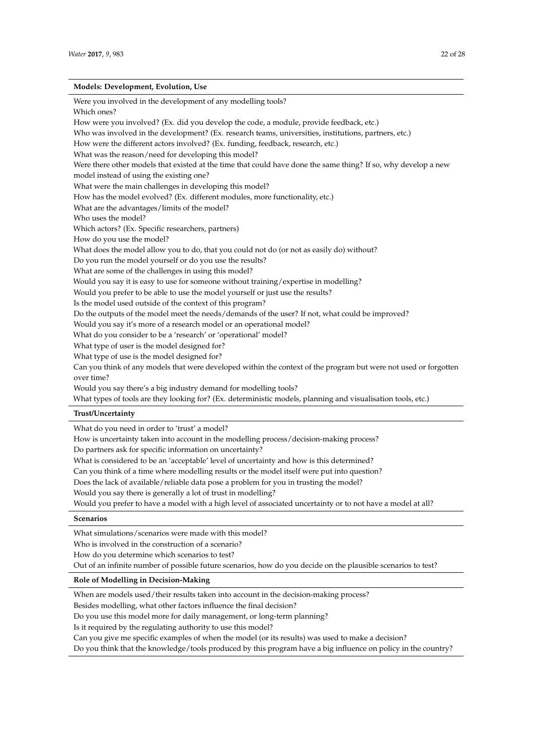| **Models: Development, Evolution, Use** |
| --- |
| Were you involved in the development of any modelling tools? |
| Which ones? |
| How were you involved? (Ex. did you develop the code, a module, provide feedback, etc.) |
| Who was involved in the development? (Ex. research teams, universities, institutions, partners, etc.) |
| How were the different actors involved? (Ex. funding, feedback, research, etc.) |
| What was the reason/need for developing this model? |
| Were there other models that existed at the time that could have done the same thing? If so, why develop a new model instead of using the existing one? |
| What were the main challenges in developing this model? |
| How has the model evolved? (Ex. different modules, more functionality, etc.) |
| What are the advantages/limits of the model? |
| Who uses the model? |
| Which actors? (Ex. Specific researchers, partners) |
| How do you use the model? |
| What does the model allow you to do, that you could not do (or not as easily do) without? |
| Do you run the model yourself or do you use the results? |
| What are some of the challenges in using this model? |
| Would you say it is easy to use for someone without training/expertise in modelling? |
| Would you prefer to be able to use the model yourself or just use the results? |
| Is the model used outside of the context of this program? |
| Do the outputs of the model meet the needs/demands of the user? If not, what could be improved? |
| Would you say it's more of a research model or an operational model? |
| What do you consider to be a 'research' or 'operational' model? |
| What type of user is the model designed for? |
| What type of use is the model designed for? |
| Can you think of any models that were developed within the context of the program but were not used or forgotten over time? |
| Would you say there's a big industry demand for modelling tools? |
| What types of tools are they looking for? (Ex. deterministic models, planning and visualisation tools, etc.) |
| **Trust/Uncertainty** |
| What do you need in order to 'trust' a model? |
| How is uncertainty taken into account in the modelling process/decision-making process? |
| Do partners ask for specific information on uncertainty? |
| What is considered to be an 'acceptable' level of uncertainty and how is this determined? |
| Can you think of a time where modelling results or the model itself were put into question? |
| Does the lack of available/reliable data pose a problem for you in trusting the model? |
| Would you say there is generally a lot of trust in modelling? |
| Would you prefer to have a model with a high level of associated uncertainty or to not have a model at all? |
| **Scenarios** |
| What simulations/scenarios were made with this model? |
| Who is involved in the construction of a scenario? |
| How do you determine which scenarios to test? |
| Out of an infinite number of possible future scenarios, how do you decide on the plausible scenarios to test? |
| **Role of Modelling in Decision-Making** |
| When are models used/their results taken into account in the decision-making process? |
| Besides modelling, what other factors influence the final decision? |
| Do you use this model more for daily management, or long-term planning? |
| Is it required by the regulating authority to use this model? |
| Can you give me specific examples of when the model (or its results) was used to make a decision? |
| Do you think that the knowledge/tools produced by this program have a big influence on policy in the country? |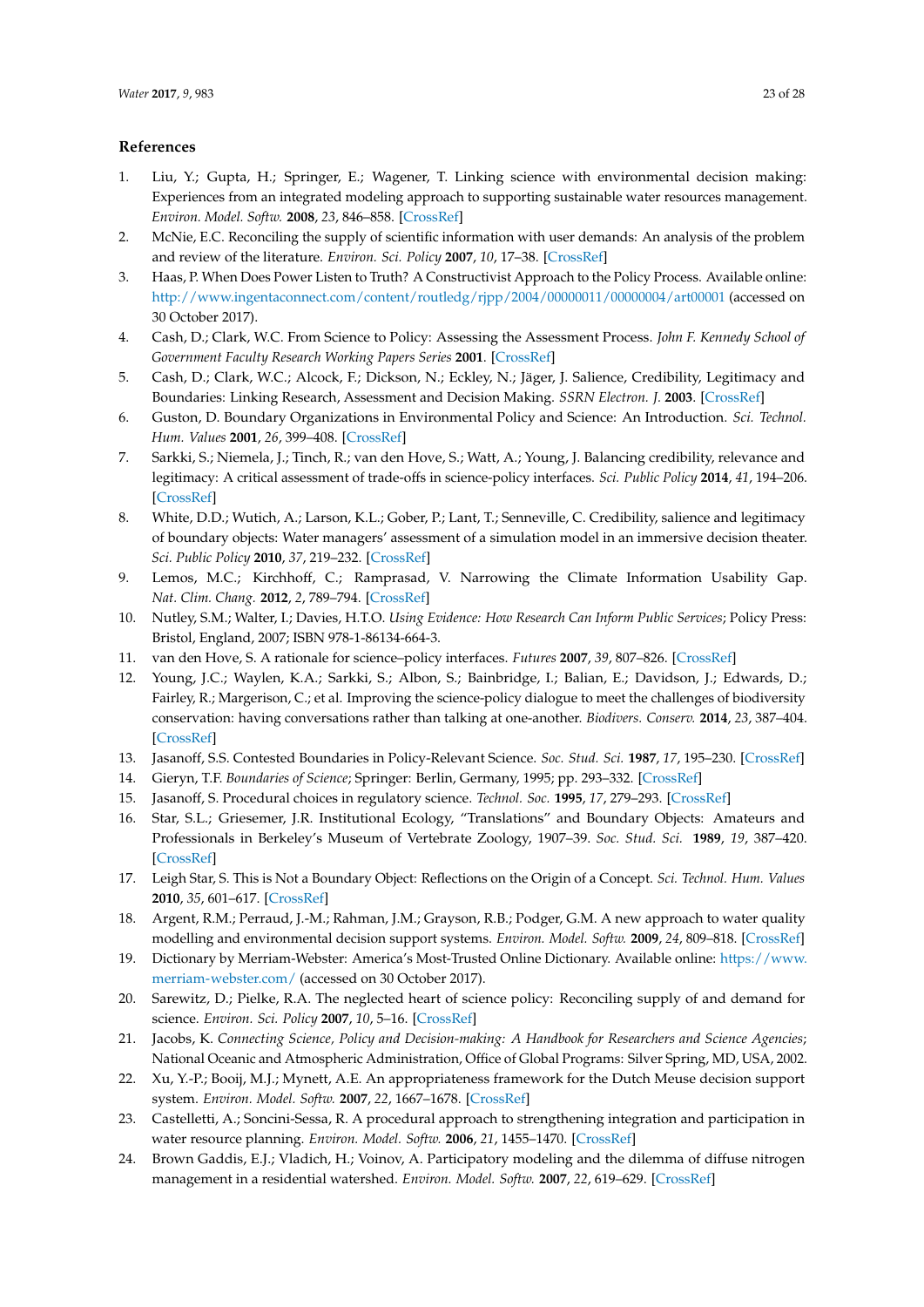## References

1. Liu, Y.; Gupta, H.; Springer, E.; Wagener, T. Linking science with environmental decision making: Experiences from an integrated modeling approach to supporting sustainable water resources management. *Environ. Model. Softw.* **2008**, *23*, 846–858. [CrossRef]
2. McNie, E.C. Reconciling the supply of scientific information with user demands: An analysis of the problem and review of the literature. *Environ. Sci. Policy* **2007**, *10*, 17–38. [CrossRef]
3. Haas, P. When Does Power Listen to Truth? A Constructivist Approach to the Policy Process. Available online: http://www.ingentaconnect.com/content/routledg/rjpp/2004/00000011/00000004/art00001 (accessed on 30 October 2017).
4. Cash, D.; Clark, W.C. From Science to Policy: Assessing the Assessment Process. *John F. Kennedy School of Government Faculty Research Working Papers Series* **2001**. [CrossRef]
5. Cash, D.; Clark, W.C.; Alcock, F.; Dickson, N.; Eckley, N.; Jäger, J. Salience, Credibility, Legitimacy and Boundaries: Linking Research, Assessment and Decision Making. *SSRN Electron. J.* **2003**. [CrossRef]
6. Guston, D. Boundary Organizations in Environmental Policy and Science: An Introduction. *Sci. Technol. Hum. Values* **2001**, *26*, 399–408. [CrossRef]
7. Sarkki, S.; Niemela, J.; Tinch, R.; van den Hove, S.; Watt, A.; Young, J. Balancing credibility, relevance and legitimacy: A critical assessment of trade-offs in science-policy interfaces. *Sci. Public Policy* **2014**, *41*, 194–206. [CrossRef]
8. White, D.D.; Wutich, A.; Larson, K.L.; Gober, P.; Lant, T.; Senneville, C. Credibility, salience and legitimacy of boundary objects: Water managers' assessment of a simulation model in an immersive decision theater. *Sci. Public Policy* **2010**, *37*, 219–232. [CrossRef]
9. Lemos, M.C.; Kirchhoff, C.; Ramprasad, V. Narrowing the Climate Information Usability Gap. *Nat. Clim. Chang.* **2012**, *2*, 789–794. [CrossRef]
10. Nutley, S.M.; Walter, I.; Davies, H.T.O. *Using Evidence: How Research Can Inform Public Services*; Policy Press: Bristol, England, 2007; ISBN 978-1-86134-664-3.
11. van den Hove, S. A rationale for science–policy interfaces. *Futures* **2007**, *39*, 807–826. [CrossRef]
12. Young, J.C.; Waylen, K.A.; Sarkki, S.; Albon, S.; Bainbridge, I.; Balian, E.; Davidson, J.; Edwards, D.; Fairley, R.; Margerison, C.; et al. Improving the science-policy dialogue to meet the challenges of biodiversity conservation: having conversations rather than talking at one-another. *Biodivers. Conserv.* **2014**, *23*, 387–404. [CrossRef]
13. Jasanoff, S.S. Contested Boundaries in Policy-Relevant Science. *Soc. Stud. Sci.* **1987**, *17*, 195–230. [CrossRef]
14. Gieryn, T.F. *Boundaries of Science*; Springer: Berlin, Germany, 1995; pp. 293–332. [CrossRef]
15. Jasanoff, S. Procedural choices in regulatory science. *Technol. Soc.* **1995**, *17*, 279–293. [CrossRef]
16. Star, S.L.; Griesemer, J.R. Institutional Ecology, "Translations" and Boundary Objects: Amateurs and Professionals in Berkeley's Museum of Vertebrate Zoology, 1907–39. *Soc. Stud. Sci.* **1989**, *19*, 387–420. [CrossRef]
17. Leigh Star, S. This is Not a Boundary Object: Reflections on the Origin of a Concept. *Sci. Technol. Hum. Values* **2010**, *35*, 601–617. [CrossRef]
18. Argent, R.M.; Perraud, J.-M.; Rahman, J.M.; Grayson, R.B.; Podger, G.M. A new approach to water quality modelling and environmental decision support systems. *Environ. Model. Softw.* **2009**, *24*, 809–818. [CrossRef]
19. Dictionary by Merriam-Webster: America's Most-Trusted Online Dictionary. Available online: https://www.merriam-webster.com/ (accessed on 30 October 2017).
20. Sarewitz, D.; Pielke, R.A. The neglected heart of science policy: Reconciling supply of and demand for science. *Environ. Sci. Policy* **2007**, *10*, 5–16. [CrossRef]
21. Jacobs, K. *Connecting Science, Policy and Decision-making: A Handbook for Researchers and Science Agencies*; National Oceanic and Atmospheric Administration, Office of Global Programs: Silver Spring, MD, USA, 2002.
22. Xu, Y.-P.; Booij, M.J.; Mynett, A.E. An appropriateness framework for the Dutch Meuse decision support system. *Environ. Model. Softw.* **2007**, *22*, 1667–1678. [CrossRef]
23. Castelletti, A.; Soncini-Sessa, R. A procedural approach to strengthening integration and participation in water resource planning. *Environ. Model. Softw.* **2006**, *21*, 1455–1470. [CrossRef]
24. Brown Gaddis, E.J.; Vladich, H.; Voinov, A. Participatory modeling and the dilemma of diffuse nitrogen management in a residential watershed. *Environ. Model. Softw.* **2007**, *22*, 619–629. [CrossRef]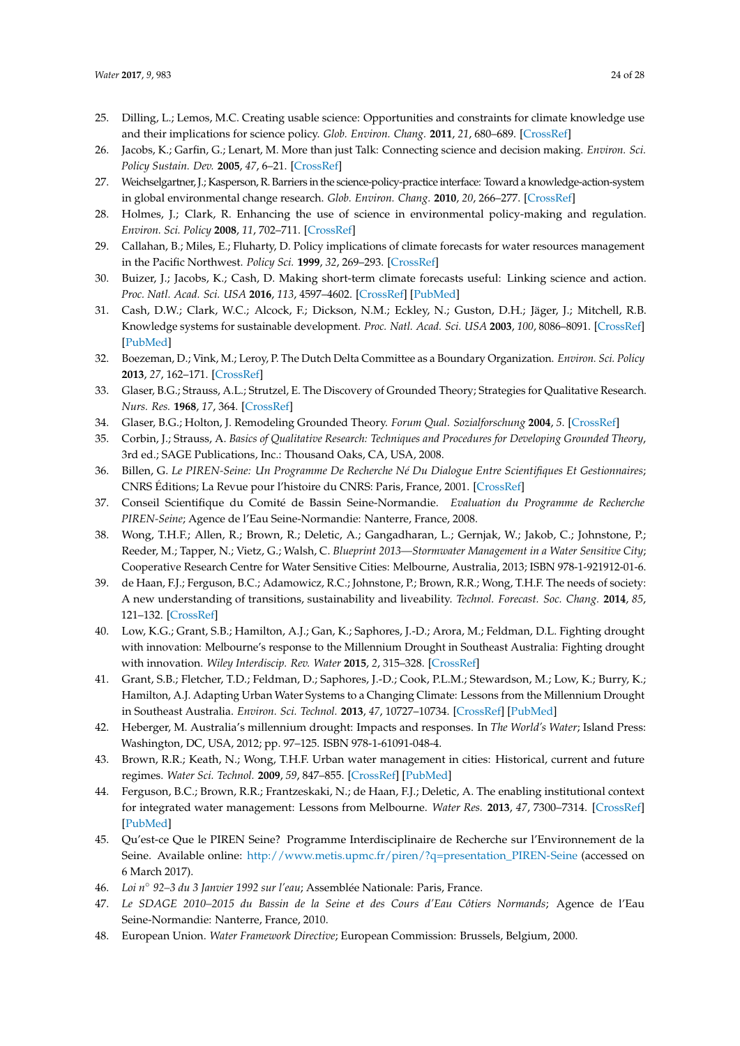25. Dilling, L.; Lemos, M.C. Creating usable science: Opportunities and constraints for climate knowledge use and their implications for science policy. *Glob. Environ. Chang.* **2011**, *21*, 680–689. [CrossRef]
26. Jacobs, K.; Garfin, G.; Lenart, M. More than just Talk: Connecting science and decision making. *Environ. Sci. Policy Sustain. Dev.* **2005**, *47*, 6–21. [CrossRef]
27. Weichselgartner, J.; Kasperson, R. Barriers in the science-policy-practice interface: Toward a knowledge-action-system in global environmental change research. *Glob. Environ. Chang.* **2010**, *20*, 266–277. [CrossRef]
28. Holmes, J.; Clark, R. Enhancing the use of science in environmental policy-making and regulation. *Environ. Sci. Policy* **2008**, *11*, 702–711. [CrossRef]
29. Callahan, B.; Miles, E.; Fluharty, D. Policy implications of climate forecasts for water resources management in the Pacific Northwest. *Policy Sci.* **1999**, *32*, 269–293. [CrossRef]
30. Buizer, J.; Jacobs, K.; Cash, D. Making short-term climate forecasts useful: Linking science and action. *Proc. Natl. Acad. Sci. USA* **2016**, *113*, 4597–4602. [CrossRef] [PubMed]
31. Cash, D.W.; Clark, W.C.; Alcock, F.; Dickson, N.M.; Eckley, N.; Guston, D.H.; Jäger, J.; Mitchell, R.B. Knowledge systems for sustainable development. *Proc. Natl. Acad. Sci. USA* **2003**, *100*, 8086–8091. [CrossRef] [PubMed]
32. Boezeman, D.; Vink, M.; Leroy, P. The Dutch Delta Committee as a Boundary Organization. *Environ. Sci. Policy* **2013**, *27*, 162–171. [CrossRef]
33. Glaser, B.G.; Strauss, A.L.; Strutzel, E. The Discovery of Grounded Theory; Strategies for Qualitative Research. *Nurs. Res.* **1968**, *17*, 364. [CrossRef]
34. Glaser, B.G.; Holton, J. Remodeling Grounded Theory. *Forum Qual. Sozialforschung* **2004**, *5*. [CrossRef]
35. Corbin, J.; Strauss, A. *Basics of Qualitative Research: Techniques and Procedures for Developing Grounded Theory*, 3rd ed.; SAGE Publications, Inc.: Thousand Oaks, CA, USA, 2008.
36. Billen, G. *Le PIREN-Seine: Un Programme De Recherche Né Du Dialogue Entre Scientifiques Et Gestionnaires*; CNRS Éditions; La Revue pour l'histoire du CNRS: Paris, France, 2001. [CrossRef]
37. Conseil Scientifique du Comité de Bassin Seine-Normandie. *Evaluation du Programme de Recherche PIREN-Seine*; Agence de l'Eau Seine-Normandie: Nanterre, France, 2008.
38. Wong, T.H.F.; Allen, R.; Brown, R.; Deletic, A.; Gangadharan, L.; Gernjak, W.; Jakob, C.; Johnstone, P.; Reeder, M.; Tapper, N.; Vietz, G.; Walsh, C. *Blueprint 2013—Stormwater Management in a Water Sensitive City*; Cooperative Research Centre for Water Sensitive Cities: Melbourne, Australia, 2013; ISBN 978-1-921912-01-6.
39. de Haan, F.J.; Ferguson, B.C.; Adamowicz, R.C.; Johnstone, P.; Brown, R.R.; Wong, T.H.F. The needs of society: A new understanding of transitions, sustainability and liveability. *Technol. Forecast. Soc. Chang.* **2014**, *85*, 121–132. [CrossRef]
40. Low, K.G.; Grant, S.B.; Hamilton, A.J.; Gan, K.; Saphores, J.-D.; Arora, M.; Feldman, D.L. Fighting drought with innovation: Melbourne's response to the Millennium Drought in Southeast Australia: Fighting drought with innovation. *Wiley Interdiscip. Rev. Water* **2015**, *2*, 315–328. [CrossRef]
41. Grant, S.B.; Fletcher, T.D.; Feldman, D.; Saphores, J.-D.; Cook, P.L.M.; Stewardson, M.; Low, K.; Burry, K.; Hamilton, A.J. Adapting Urban Water Systems to a Changing Climate: Lessons from the Millennium Drought in Southeast Australia. *Environ. Sci. Technol.* **2013**, *47*, 10727–10734. [CrossRef] [PubMed]
42. Heberger, M. Australia's millennium drought: Impacts and responses. In *The World's Water*; Island Press: Washington, DC, USA, 2012; pp. 97–125. ISBN 978-1-61091-048-4.
43. Brown, R.R.; Keath, N.; Wong, T.H.F. Urban water management in cities: Historical, current and future regimes. *Water Sci. Technol.* **2009**, *59*, 847–855. [CrossRef] [PubMed]
44. Ferguson, B.C.; Brown, R.R.; Frantzeskaki, N.; de Haan, F.J.; Deletic, A. The enabling institutional context for integrated water management: Lessons from Melbourne. *Water Res.* **2013**, *47*, 7300–7314. [CrossRef] [PubMed]
45. Qu'est-ce Que le PIREN Seine? Programme Interdisciplinaire de Recherche sur l'Environnement de la Seine. Available online: http://www.metis.upmc.fr/piren/?q=presentation_PIREN-Seine (accessed on 6 March 2017).
46. *Loi n° 92–3 du 3 Janvier 1992 sur l'eau*; Assemblée Nationale: Paris, France.
47. *Le SDAGE 2010–2015 du Bassin de la Seine et des Cours d'Eau Côtiers Normands*; Agence de l'Eau Seine-Normandie: Nanterre, France, 2010.
48. European Union. *Water Framework Directive*; European Commission: Brussels, Belgium, 2000.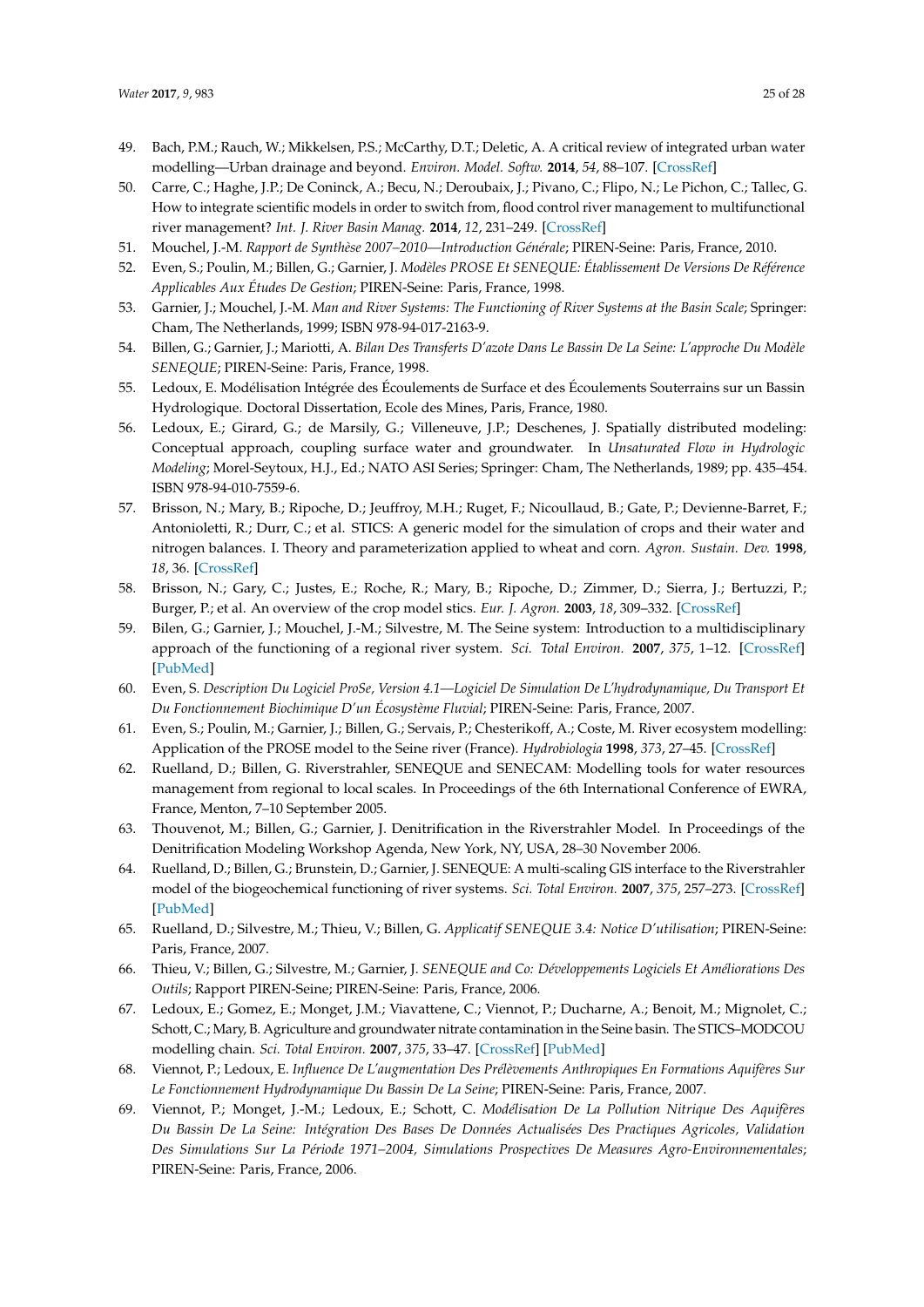49. Bach, P.M.; Rauch, W.; Mikkelsen, P.S.; McCarthy, D.T.; Deletic, A. A critical review of integrated urban water modelling—Urban drainage and beyond. *Environ. Model. Softw.* **2014**, *54*, 88–107. [CrossRef]
50. Carre, C.; Haghe, J.P.; De Coninck, A.; Becu, N.; Deroubaix, J.; Pivano, C.; Flipo, N.; Le Pichon, C.; Tallec, G. How to integrate scientific models in order to switch from, flood control river management to multifunctional river management? *Int. J. River Basin Manag.* **2014**, *12*, 231–249. [CrossRef]
51. Mouchel, J.-M. *Rapport de Synthèse 2007–2010—Introduction Générale*; PIREN-Seine: Paris, France, 2010.
52. Even, S.; Poulin, M.; Billen, G.; Garnier, J. *Modèles PROSE Et SENEQUE: Établissement De Versions De Référence Applicables Aux Études De Gestion*; PIREN-Seine: Paris, France, 1998.
53. Garnier, J.; Mouchel, J.-M. *Man and River Systems: The Functioning of River Systems at the Basin Scale*; Springer: Cham, The Netherlands, 1999; ISBN 978-94-017-2163-9.
54. Billen, G.; Garnier, J.; Mariotti, A. *Bilan Des Transferts D'azote Dans Le Bassin De La Seine: L'approche Du Modèle SENEQUE*; PIREN-Seine: Paris, France, 1998.
55. Ledoux, E. Modélisation Intégrée des Écoulements de Surface et des Écoulements Souterrains sur un Bassin Hydrologique. Doctoral Dissertation, Ecole des Mines, Paris, France, 1980.
56. Ledoux, E.; Girard, G.; de Marsily, G.; Villeneuve, J.P.; Deschenes, J. Spatially distributed modeling: Conceptual approach, coupling surface water and groundwater. In *Unsaturated Flow in Hydrologic Modeling*; Morel-Seytoux, H.J., Ed.; NATO ASI Series; Springer: Cham, The Netherlands, 1989; pp. 435–454. ISBN 978-94-010-7559-6.
57. Brisson, N.; Mary, B.; Ripoche, D.; Jeuffroy, M.H.; Ruget, F.; Nicoullaud, B.; Gate, P.; Devienne-Barret, F.; Antonioletti, R.; Durr, C.; et al. STICS: A generic model for the simulation of crops and their water and nitrogen balances. I. Theory and parameterization applied to wheat and corn. *Agron. Sustain. Dev.* **1998**, *18*, 36. [CrossRef]
58. Brisson, N.; Gary, C.; Justes, E.; Roche, R.; Mary, B.; Ripoche, D.; Zimmer, D.; Sierra, J.; Bertuzzi, P.; Burger, P.; et al. An overview of the crop model stics. *Eur. J. Agron.* **2003**, *18*, 309–332. [CrossRef]
59. Bilen, G.; Garnier, J.; Mouchel, J.-M.; Silvestre, M. The Seine system: Introduction to a multidisciplinary approach of the functioning of a regional river system. *Sci. Total Environ.* **2007**, *375*, 1–12. [CrossRef] [PubMed]
60. Even, S. *Description Du Logiciel ProSe, Version 4.1—Logiciel De Simulation De L'hydrodynamique, Du Transport Et Du Fonctionnement Biochimique D'un Écosystème Fluvial*; PIREN-Seine: Paris, France, 2007.
61. Even, S.; Poulin, M.; Garnier, J.; Billen, G.; Servais, P.; Chesterikoff, A.; Coste, M. River ecosystem modelling: Application of the PROSE model to the Seine river (France). *Hydrobiologia* **1998**, *373*, 27–45. [CrossRef]
62. Ruelland, D.; Billen, G. Riverstrahler, SENEQUE and SENECAM: Modelling tools for water resources management from regional to local scales. In Proceedings of the 6th International Conference of EWRA, France, Menton, 7–10 September 2005.
63. Thouvenot, M.; Billen, G.; Garnier, J. Denitrification in the Riverstrahler Model. In Proceedings of the Denitrification Modeling Workshop Agenda, New York, NY, USA, 28–30 November 2006.
64. Ruelland, D.; Billen, G.; Brunstein, D.; Garnier, J. SENEQUE: A multi-scaling GIS interface to the Riverstrahler model of the biogeochemical functioning of river systems. *Sci. Total Environ.* **2007**, *375*, 257–273. [CrossRef] [PubMed]
65. Ruelland, D.; Silvestre, M.; Thieu, V.; Billen, G. *Applicatif SENEQUE 3.4: Notice D'utilisation*; PIREN-Seine: Paris, France, 2007.
66. Thieu, V.; Billen, G.; Silvestre, M.; Garnier, J. *SENEQUE and Co: Développements Logiciels Et Améliorations Des Outils*; Rapport PIREN-Seine; PIREN-Seine: Paris, France, 2006.
67. Ledoux, E.; Gomez, E.; Monget, J.M.; Viavattene, C.; Viennot, P.; Ducharne, A.; Benoit, M.; Mignolet, C.; Schott, C.; Mary, B. Agriculture and groundwater nitrate contamination in the Seine basin. The STICS–MODCOU modelling chain. *Sci. Total Environ.* **2007**, *375*, 33–47. [CrossRef] [PubMed]
68. Viennot, P.; Ledoux, E. *Influence De L'augmentation Des Prélèvements Anthropiques En Formations Aquifères Sur Le Fonctionnement Hydrodynamique Du Bassin De La Seine*; PIREN-Seine: Paris, France, 2007.
69. Viennot, P.; Monget, J.-M.; Ledoux, E.; Schott, C. *Modélisation De La Pollution Nitrique Des Aquifères Du Bassin De La Seine: Intégration Des Bases De Données Actualisées Des Practiques Agricoles, Validation Des Simulations Sur La Période 1971–2004, Simulations Prospectives De Measures Agro-Environnementales*; PIREN-Seine: Paris, France, 2006.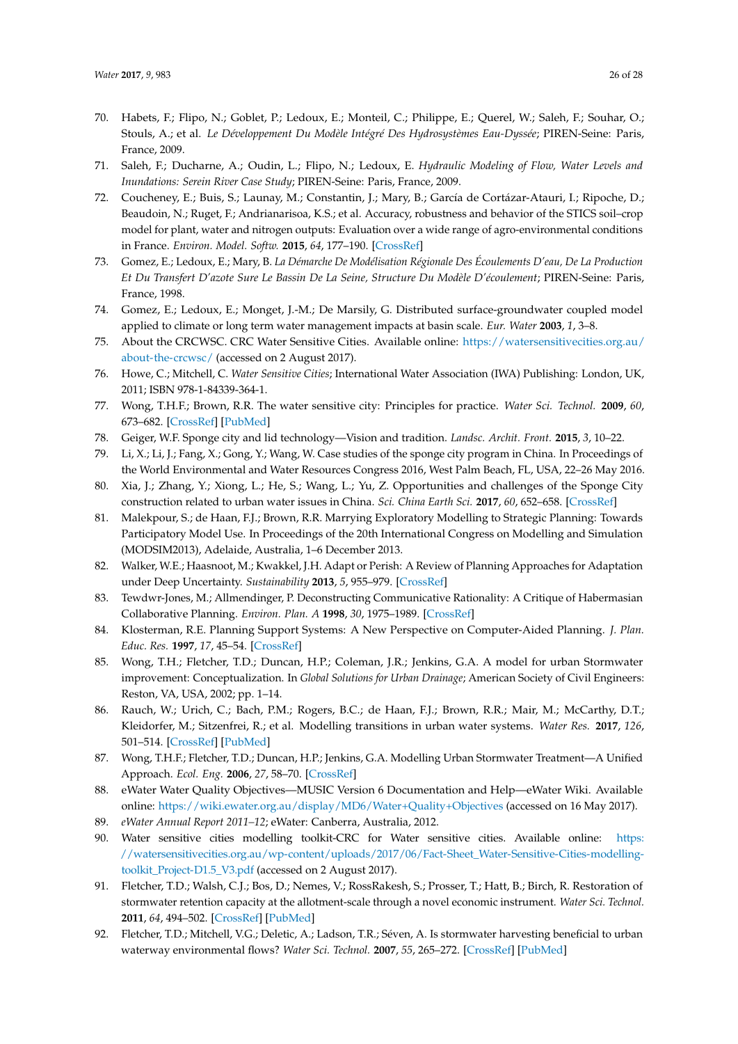70. Habets, F.; Flipo, N.; Goblet, P.; Ledoux, E.; Monteil, C.; Philippe, E.; Querel, W.; Saleh, F.; Souhar, O.; Stouls, A.; et al. *Le Développement Du Modèle Intégré Des Hydrosystèmes Eau-Dyssée*; PIREN-Seine: Paris, France, 2009.
71. Saleh, F.; Ducharne, A.; Oudin, L.; Flipo, N.; Ledoux, E. *Hydraulic Modeling of Flow, Water Levels and Inundations: Serein River Case Study*; PIREN-Seine: Paris, France, 2009.
72. Coucheney, E.; Buis, S.; Launay, M.; Constantin, J.; Mary, B.; García de Cortázar-Atauri, I.; Ripoche, D.; Beaudoin, N.; Ruget, F.; Andrianarisoa, K.S.; et al. Accuracy, robustness and behavior of the STICS soil–crop model for plant, water and nitrogen outputs: Evaluation over a wide range of agro-environmental conditions in France. *Environ. Model. Softw.* **2015**, *64*, 177–190. [CrossRef]
73. Gomez, E.; Ledoux, E.; Mary, B. *La Démarche De Modélisation Régionale Des Écoulements D'eau, De La Production Et Du Transfert D'azote Sure Le Bassin De La Seine, Structure Du Modèle D'écoulement*; PIREN-Seine: Paris, France, 1998.
74. Gomez, E.; Ledoux, E.; Monget, J.-M.; De Marsily, G. Distributed surface-groundwater coupled model applied to climate or long term water management impacts at basin scale. *Eur. Water* **2003**, *1*, 3–8.
75. About the CRCWSC. CRC Water Sensitive Cities. Available online: https://watersensitivecities.org.au/about-the-crcwsc/ (accessed on 2 August 2017).
76. Howe, C.; Mitchell, C. *Water Sensitive Cities*; International Water Association (IWA) Publishing: London, UK, 2011; ISBN 978-1-84339-364-1.
77. Wong, T.H.F.; Brown, R.R. The water sensitive city: Principles for practice. *Water Sci. Technol.* **2009**, *60*, 673–682. [CrossRef] [PubMed]
78. Geiger, W.F. Sponge city and lid technology—Vision and tradition. *Landsc. Archit. Front.* **2015**, *3*, 10–22.
79. Li, X.; Li, J.; Fang, X.; Gong, Y.; Wang, W. Case studies of the sponge city program in China. In Proceedings of the World Environmental and Water Resources Congress 2016, West Palm Beach, FL, USA, 22–26 May 2016.
80. Xia, J.; Zhang, Y.; Xiong, L.; He, S.; Wang, L.; Yu, Z. Opportunities and challenges of the Sponge City construction related to urban water issues in China. *Sci. China Earth Sci.* **2017**, *60*, 652–658. [CrossRef]
81. Malekpour, S.; de Haan, F.J.; Brown, R.R. Marrying Exploratory Modelling to Strategic Planning: Towards Participatory Model Use. In Proceedings of the 20th International Congress on Modelling and Simulation (MODSIM2013), Adelaide, Australia, 1–6 December 2013.
82. Walker, W.E.; Haasnoot, M.; Kwakkel, J.H. Adapt or Perish: A Review of Planning Approaches for Adaptation under Deep Uncertainty. *Sustainability* **2013**, *5*, 955–979. [CrossRef]
83. Tewdwr-Jones, M.; Allmendinger, P. Deconstructing Communicative Rationality: A Critique of Habermasian Collaborative Planning. *Environ. Plan. A* **1998**, *30*, 1975–1989. [CrossRef]
84. Klosterman, R.E. Planning Support Systems: A New Perspective on Computer-Aided Planning. *J. Plan. Educ. Res.* **1997**, *17*, 45–54. [CrossRef]
85. Wong, T.H.; Fletcher, T.D.; Duncan, H.P.; Coleman, J.R.; Jenkins, G.A. A model for urban Stormwater improvement: Conceptualization. In *Global Solutions for Urban Drainage*; American Society of Civil Engineers: Reston, VA, USA, 2002; pp. 1–14.
86. Rauch, W.; Urich, C.; Bach, P.M.; Rogers, B.C.; de Haan, F.J.; Brown, R.R.; Mair, M.; McCarthy, D.T.; Kleidorfer, M.; Sitzenfrei, R.; et al. Modelling transitions in urban water systems. *Water Res.* **2017**, *126*, 501–514. [CrossRef] [PubMed]
87. Wong, T.H.F.; Fletcher, T.D.; Duncan, H.P.; Jenkins, G.A. Modelling Urban Stormwater Treatment—A Unified Approach. *Ecol. Eng.* **2006**, *27*, 58–70. [CrossRef]
88. eWater Water Quality Objectives—MUSIC Version 6 Documentation and Help—eWater Wiki. Available online: https://wiki.ewater.org.au/display/MD6/Water+Quality+Objectives (accessed on 16 May 2017).
89. *eWater Annual Report 2011–12*; eWater: Canberra, Australia, 2012.
90. Water sensitive cities modelling toolkit-CRC for Water sensitive cities. Available online: https://watersensitivecities.org.au/wp-content/uploads/2017/06/Fact-Sheet_Water-Sensitive-Cities-modelling-toolkit_Project-D1.5_V3.pdf (accessed on 2 August 2017).
91. Fletcher, T.D.; Walsh, C.J.; Bos, D.; Nemes, V.; RossRakesh, S.; Prosser, T.; Hatt, B.; Birch, R. Restoration of stormwater retention capacity at the allotment-scale through a novel economic instrument. *Water Sci. Technol.* **2011**, *64*, 494–502. [CrossRef] [PubMed]
92. Fletcher, T.D.; Mitchell, V.G.; Deletic, A.; Ladson, T.R.; Séven, A. Is stormwater harvesting beneficial to urban waterway environmental flows? *Water Sci. Technol.* **2007**, *55*, 265–272. [CrossRef] [PubMed]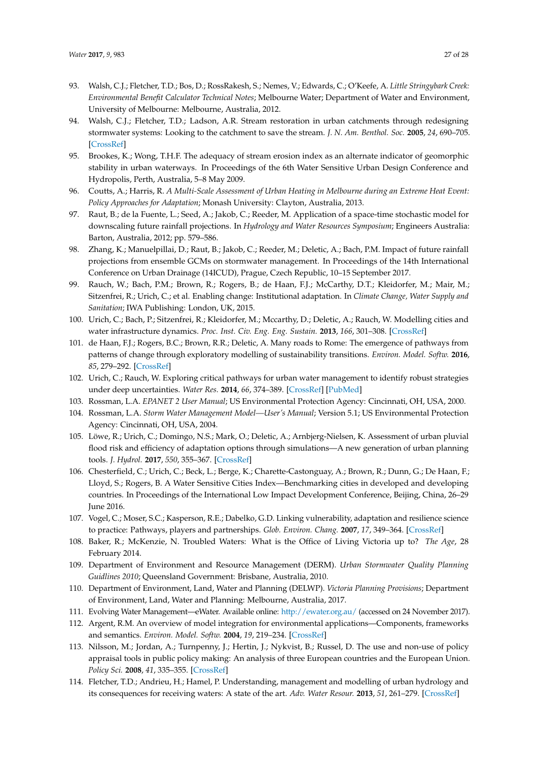93. Walsh, C.J.; Fletcher, T.D.; Bos, D.; RossRakesh, S.; Nemes, V.; Edwards, C.; O'Keefe, A. *Little Stringybark Creek: Environmental Benefit Calculator Technical Notes*; Melbourne Water; Department of Water and Environment, University of Melbourne: Melbourne, Australia, 2012.
94. Walsh, C.J.; Fletcher, T.D.; Ladson, A.R. Stream restoration in urban catchments through redesigning stormwater systems: Looking to the catchment to save the stream. *J. N. Am. Benthol. Soc.* **2005**, *24*, 690–705. [CrossRef]
95. Brookes, K.; Wong, T.H.F. The adequacy of stream erosion index as an alternate indicator of geomorphic stability in urban waterways. In Proceedings of the 6th Water Sensitive Urban Design Conference and Hydropolis, Perth, Australia, 5–8 May 2009.
96. Coutts, A.; Harris, R. *A Multi-Scale Assessment of Urban Heating in Melbourne during an Extreme Heat Event: Policy Approaches for Adaptation*; Monash University: Clayton, Australia, 2013.
97. Raut, B.; de la Fuente, L.; Seed, A.; Jakob, C.; Reeder, M. Application of a space-time stochastic model for downscaling future rainfall projections. In *Hydrology and Water Resources Symposium*; Engineers Australia: Barton, Australia, 2012; pp. 579–586.
98. Zhang, K.; Manuelpillai, D.; Raut, B.; Jakob, C.; Reeder, M.; Deletic, A.; Bach, P.M. Impact of future rainfall projections from ensemble GCMs on stormwater management. In Proceedings of the 14th International Conference on Urban Drainage (14ICUD), Prague, Czech Republic, 10–15 September 2017.
99. Rauch, W.; Bach, P.M.; Brown, R.; Rogers, B.; de Haan, F.J.; McCarthy, D.T.; Kleidorfer, M.; Mair, M.; Sitzenfrei, R.; Urich, C.; et al. Enabling change: Institutional adaptation. In *Climate Change, Water Supply and Sanitation*; IWA Publishing: London, UK, 2015.
100. Urich, C.; Bach, P.; Sitzenfrei, R.; Kleidorfer, M.; Mccarthy, D.; Deletic, A.; Rauch, W. Modelling cities and water infrastructure dynamics. *Proc. Inst. Civ. Eng. Eng. Sustain.* **2013**, *166*, 301–308. [CrossRef]
101. de Haan, F.J.; Rogers, B.C.; Brown, R.R.; Deletic, A. Many roads to Rome: The emergence of pathways from patterns of change through exploratory modelling of sustainability transitions. *Environ. Model. Softw.* **2016**, *85*, 279–292. [CrossRef]
102. Urich, C.; Rauch, W. Exploring critical pathways for urban water management to identify robust strategies under deep uncertainties. *Water Res.* **2014**, *66*, 374–389. [CrossRef] [PubMed]
103. Rossman, L.A. *EPANET 2 User Manual*; US Environmental Protection Agency: Cincinnati, OH, USA, 2000.
104. Rossman, L.A. *Storm Water Management Model—User's Manual*; Version 5.1; US Environmental Protection Agency: Cincinnati, OH, USA, 2004.
105. Löwe, R.; Urich, C.; Domingo, N.S.; Mark, O.; Deletic, A.; Arnbjerg-Nielsen, K. Assessment of urban pluvial flood risk and efficiency of adaptation options through simulations—A new generation of urban planning tools. *J. Hydrol.* **2017**, *550*, 355–367. [CrossRef]
106. Chesterfield, C.; Urich, C.; Beck, L.; Berge, K.; Charette-Castonguay, A.; Brown, R.; Dunn, G.; De Haan, F.; Lloyd, S.; Rogers, B. A Water Sensitive Cities Index—Benchmarking cities in developed and developing countries. In Proceedings of the International Low Impact Development Conference, Beijing, China, 26–29 June 2016.
107. Vogel, C.; Moser, S.C.; Kasperson, R.E.; Dabelko, G.D. Linking vulnerability, adaptation and resilience science to practice: Pathways, players and partnerships. *Glob. Environ. Chang.* **2007**, *17*, 349–364. [CrossRef]
108. Baker, R.; McKenzie, N. Troubled Waters: What is the Office of Living Victoria up to? *The Age*, 28 February 2014.
109. Department of Environment and Resource Management (DERM). *Urban Stormwater Quality Planning Guidlines 2010*; Queensland Government: Brisbane, Australia, 2010.
110. Department of Environment, Land, Water and Planning (DELWP). *Victoria Planning Provisions*; Department of Environment, Land, Water and Planning: Melbourne, Australia, 2017.
111. Evolving Water Management—eWater. Available online: http://ewater.org.au/ (accessed on 24 November 2017).
112. Argent, R.M. An overview of model integration for environmental applications—Components, frameworks and semantics. *Environ. Model. Softw.* **2004**, *19*, 219–234. [CrossRef]
113. Nilsson, M.; Jordan, A.; Turnpenny, J.; Hertin, J.; Nykvist, B.; Russel, D. The use and non-use of policy appraisal tools in public policy making: An analysis of three European countries and the European Union. *Policy Sci.* **2008**, *41*, 335–355. [CrossRef]
114. Fletcher, T.D.; Andrieu, H.; Hamel, P. Understanding, management and modelling of urban hydrology and its consequences for receiving waters: A state of the art. *Adv. Water Resour.* **2013**, *51*, 261–279. [CrossRef]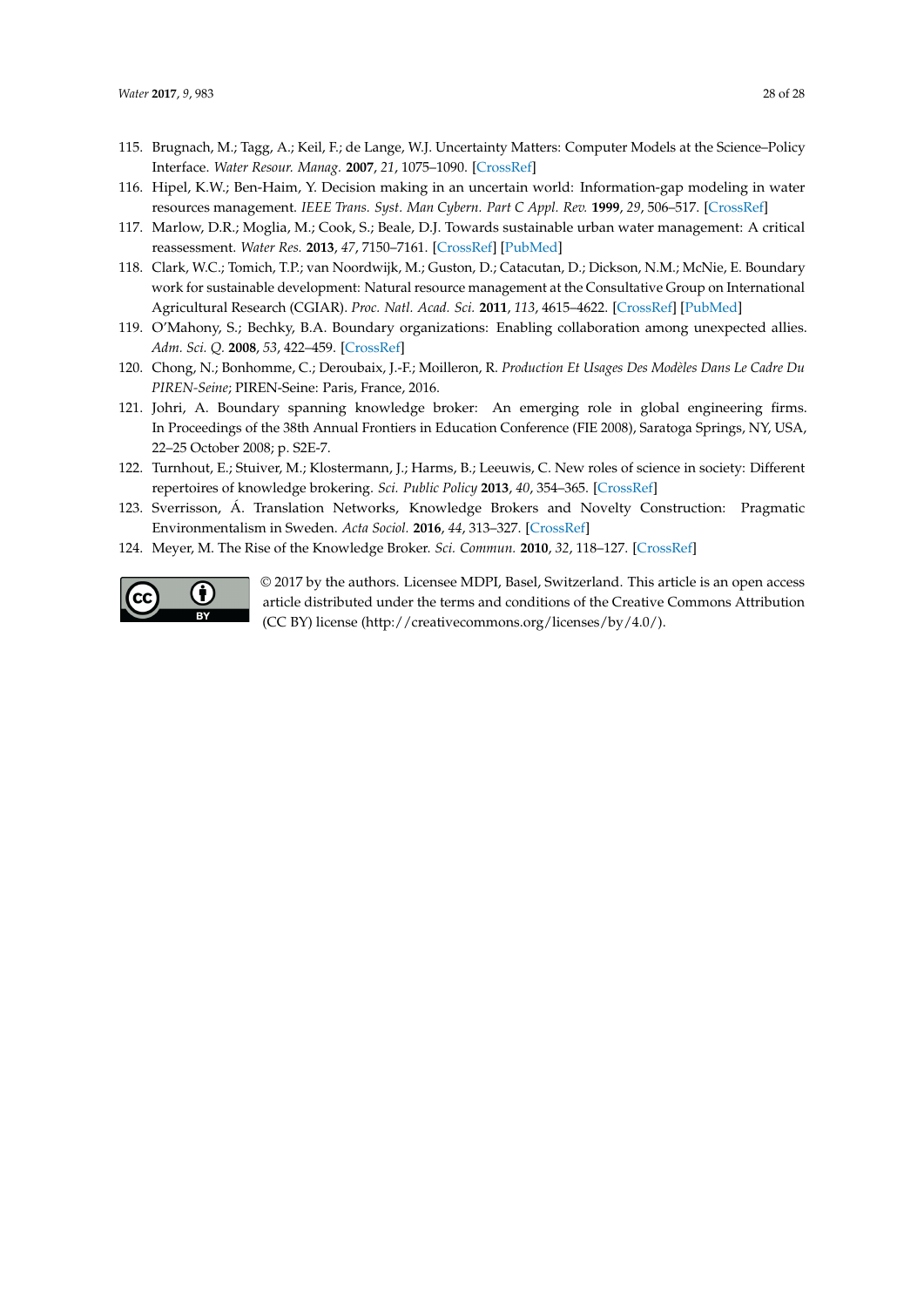115. Brugnach, M.; Tagg, A.; Keil, F.; de Lange, W.J. Uncertainty Matters: Computer Models at the Science–Policy Interface. *Water Resour. Manag.* **2007**, *21*, 1075–1090. [CrossRef]
116. Hipel, K.W.; Ben-Haim, Y. Decision making in an uncertain world: Information-gap modeling in water resources management. *IEEE Trans. Syst. Man Cybern. Part C Appl. Rev.* **1999**, *29*, 506–517. [CrossRef]
117. Marlow, D.R.; Moglia, M.; Cook, S.; Beale, D.J. Towards sustainable urban water management: A critical reassessment. *Water Res.* **2013**, *47*, 7150–7161. [CrossRef] [PubMed]
118. Clark, W.C.; Tomich, T.P.; van Noordwijk, M.; Guston, D.; Catacutan, D.; Dickson, N.M.; McNie, E. Boundary work for sustainable development: Natural resource management at the Consultative Group on International Agricultural Research (CGIAR). *Proc. Natl. Acad. Sci.* **2011**, *113*, 4615–4622. [CrossRef] [PubMed]
119. O'Mahony, S.; Bechky, B.A. Boundary organizations: Enabling collaboration among unexpected allies. *Adm. Sci. Q.* **2008**, *53*, 422–459. [CrossRef]
120. Chong, N.; Bonhomme, C.; Deroubaix, J.-F.; Moilleron, R. *Production Et Usages Des Modèles Dans Le Cadre Du PIREN-Seine*; PIREN-Seine: Paris, France, 2016.
121. Johri, A. Boundary spanning knowledge broker: An emerging role in global engineering firms. In Proceedings of the 38th Annual Frontiers in Education Conference (FIE 2008), Saratoga Springs, NY, USA, 22–25 October 2008; p. S2E-7.
122. Turnhout, E.; Stuiver, M.; Klostermann, J.; Harms, B.; Leeuwis, C. New roles of science in society: Different repertoires of knowledge brokering. *Sci. Public Policy* **2013**, *40*, 354–365. [CrossRef]
123. Sverrisson, Á. Translation Networks, Knowledge Brokers and Novelty Construction: Pragmatic Environmentalism in Sweden. *Acta Sociol.* **2016**, *44*, 313–327. [CrossRef]
124. Meyer, M. The Rise of the Knowledge Broker. *Sci. Commun.* **2010**, *32*, 118–127. [CrossRef]

© 2017 by the authors. Licensee MDPI, Basel, Switzerland. This article is an open access article distributed under the terms and conditions of the Creative Commons Attribution (CC BY) license (http://creativecommons.org/licenses/by/4.0/).